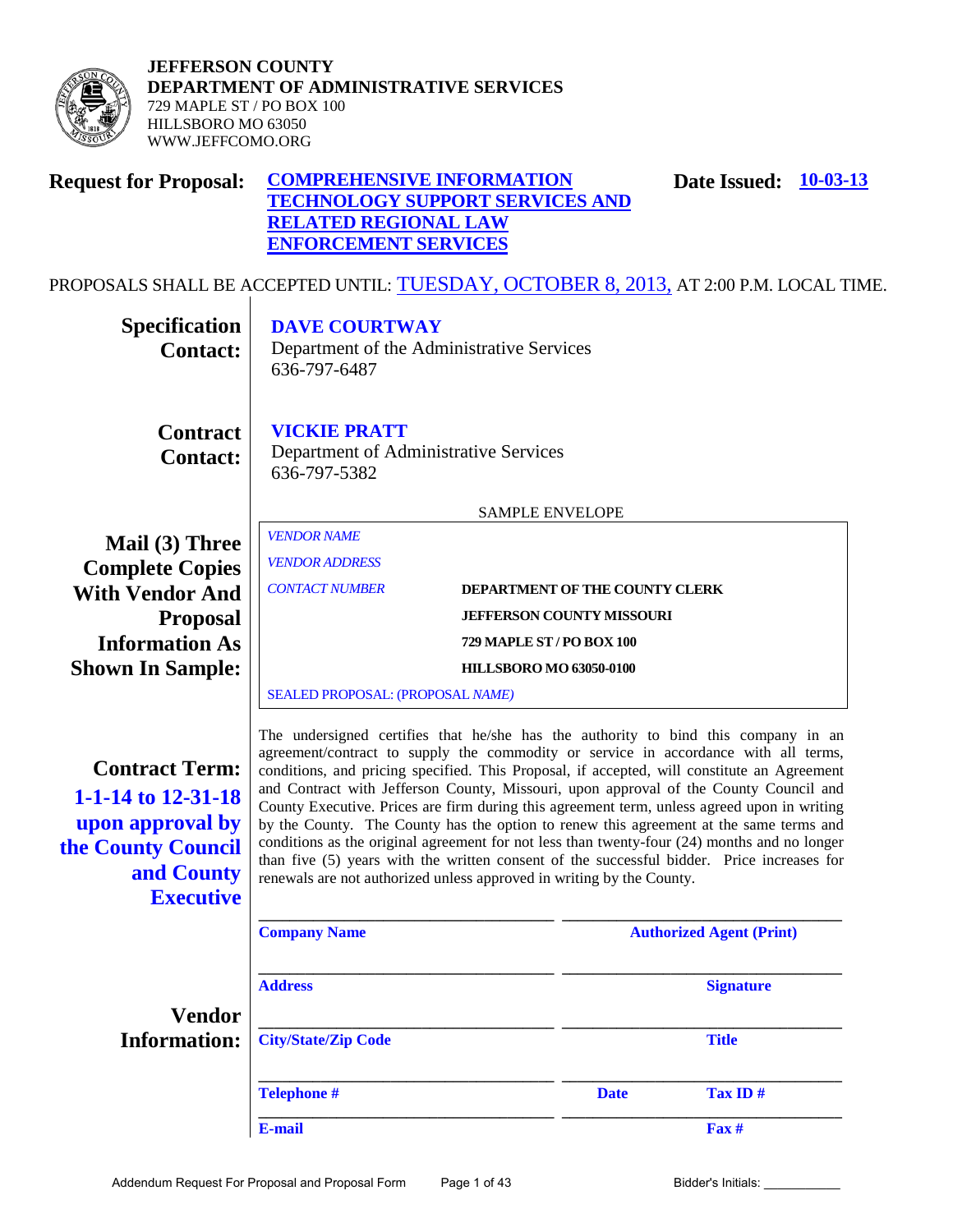**JEFFERSON COUNTY**
**DEPARTMENT OF ADMINISTRATIVE SERVICES**
729 MAPLE ST / PO BOX 100
HILLSBORO MO 63050
WWW.JEFFCOMO.ORG

**Request for Proposal:** **COMPREHENSIVE INFORMATION TECHNOLOGY SUPPORT SERVICES AND RELATED REGIONAL LAW ENFORCEMENT SERVICES**

**Date Issued:** **10-03-13**

PROPOSALS SHALL BE ACCEPTED UNTIL: TUESDAY, OCTOBER 8, 2013, AT 2:00 P.M. LOCAL TIME.

**Specification Contact:**
**DAVE COURTWAY**
Department of the Administrative Services
636-797-6487

**Contract Contact:**
**VICKIE PRATT**
Department of Administrative Services
636-797-5382

**Mail (3) Three Complete Copies With Vendor And Proposal Information As Shown In Sample:**

SAMPLE ENVELOPE

*VENDOR NAME*
*VENDOR ADDRESS*
*CONTACT NUMBER*

**DEPARTMENT OF THE COUNTY CLERK**
**JEFFERSON COUNTY MISSOURI**
**729 MAPLE ST / PO BOX 100**
**HILLSBORO MO 63050-0100**

SEALED PROPOSAL: (PROPOSAL *NAME)*

**Contract Term:** **1-1-14 to 12-31-18 upon approval by the County Council and County Executive**

The undersigned certifies that he/she has the authority to bind this company in an agreement/contract to supply the commodity or service in accordance with all terms, conditions, and pricing specified. This Proposal, if accepted, will constitute an Agreement and Contract with Jefferson County, Missouri, upon approval of the County Council and County Executive. Prices are firm during this agreement term, unless agreed upon in writing by the County. The County has the option to renew this agreement at the same terms and conditions as the original agreement for not less than twenty-four (24) months and no longer than five (5) years with the written consent of the successful bidder. Price increases for renewals are not authorized unless approved in writing by the County.

**Vendor Information:**

| | |
|---|---|
| ______________________ | ______________________ |
| **Company Name** | **Authorized Agent (Print)** |
| ______________________ | ______________________ |
| **Address** | **Signature** |
| ______________________ | ______________________ |
| **City/State/Zip Code** | **Title** |
| ______________________ | ______________________ |
| **Telephone #** | **Date** **Tax ID #** |
| ______________________ | ______________________ |
| **E-mail** | **Fax #** |

Addendum Request For Proposal and Proposal Form

Bidder's Initials: ___________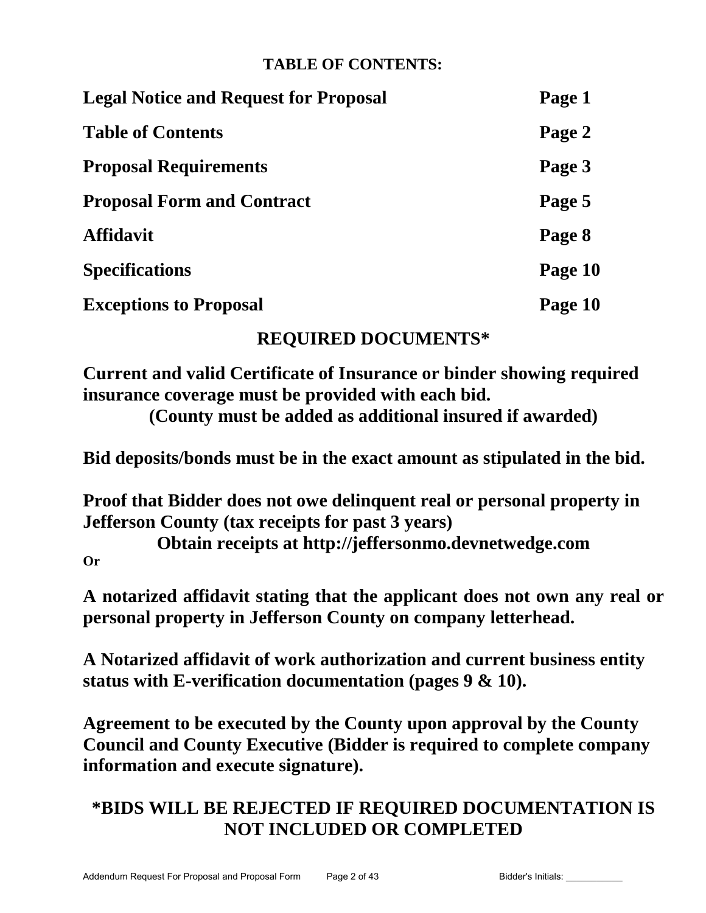## TABLE OF CONTENTS:

| | |
|---|---|
| **Legal Notice and Request for Proposal** | **Page 1** |
| **Table of Contents** | **Page 2** |
| **Proposal Requirements** | **Page 3** |
| **Proposal Form and Contract** | **Page 5** |
| **Affidavit** | **Page 8** |
| **Specifications** | **Page 10** |
| **Exceptions to Proposal** | **Page 10** |

## REQUIRED DOCUMENTS*

**Current and valid Certificate of Insurance or binder showing required insurance coverage must be provided with each bid.**
**(County must be added as additional insured if awarded)**

**Bid deposits/bonds must be in the exact amount as stipulated in the bid.**

**Proof that Bidder does not owe delinquent real or personal property in Jefferson County (tax receipts for past 3 years)**
**Obtain receipts at http://jeffersonmo.devnetwedge.com**

**Or**

**A notarized affidavit stating that the applicant does not own any real or personal property in Jefferson County on company letterhead.**

**A Notarized affidavit of work authorization and current business entity status with E-verification documentation (pages 9 & 10).**

**Agreement to be executed by the County upon approval by the County Council and County Executive (Bidder is required to complete company information and execute signature).**

## *BIDS WILL BE REJECTED IF REQUIRED DOCUMENTATION IS NOT INCLUDED OR COMPLETED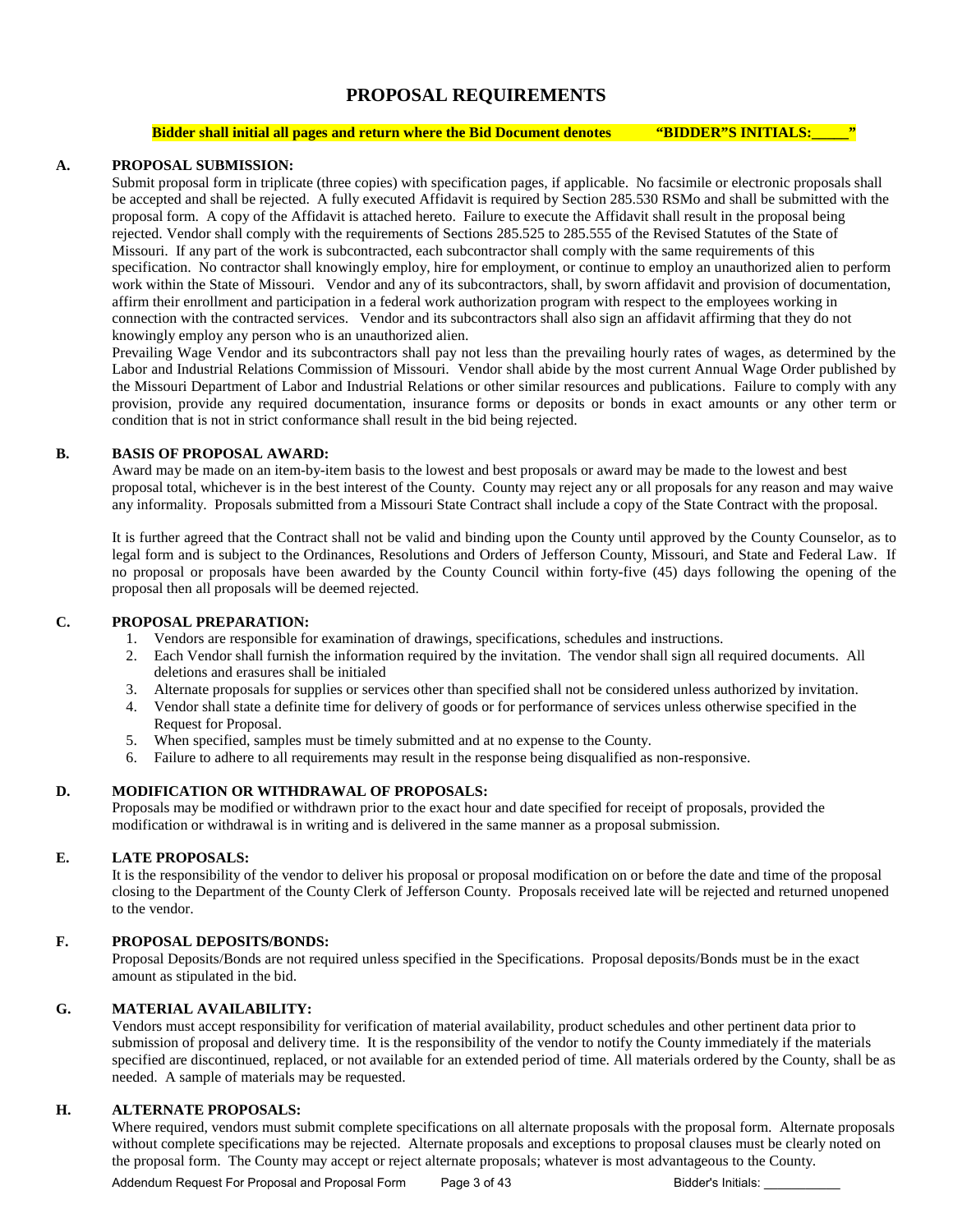# PROPOSAL REQUIREMENTS

**Bidder shall initial all pages and return where the Bid Document denotes "BIDDER"S INITIALS:_____"**

## A. PROPOSAL SUBMISSION:

Submit proposal form in triplicate (three copies) with specification pages, if applicable. No facsimile or electronic proposals shall be accepted and shall be rejected. A fully executed Affidavit is required by Section 285.530 RSMo and shall be submitted with the proposal form. A copy of the Affidavit is attached hereto. Failure to execute the Affidavit shall result in the proposal being rejected. Vendor shall comply with the requirements of Sections 285.525 to 285.555 of the Revised Statutes of the State of Missouri. If any part of the work is subcontracted, each subcontractor shall comply with the same requirements of this specification. No contractor shall knowingly employ, hire for employment, or continue to employ an unauthorized alien to perform work within the State of Missouri. Vendor and any of its subcontractors, shall, by sworn affidavit and provision of documentation, affirm their enrollment and participation in a federal work authorization program with respect to the employees working in connection with the contracted services. Vendor and its subcontractors shall also sign an affidavit affirming that they do not knowingly employ any person who is an unauthorized alien.

Prevailing Wage Vendor and its subcontractors shall pay not less than the prevailing hourly rates of wages, as determined by the Labor and Industrial Relations Commission of Missouri. Vendor shall abide by the most current Annual Wage Order published by the Missouri Department of Labor and Industrial Relations or other similar resources and publications. Failure to comply with any provision, provide any required documentation, insurance forms or deposits or bonds in exact amounts or any other term or condition that is not in strict conformance shall result in the bid being rejected.

## B. BASIS OF PROPOSAL AWARD:

Award may be made on an item-by-item basis to the lowest and best proposals or award may be made to the lowest and best proposal total, whichever is in the best interest of the County. County may reject any or all proposals for any reason and may waive any informality. Proposals submitted from a Missouri State Contract shall include a copy of the State Contract with the proposal.

It is further agreed that the Contract shall not be valid and binding upon the County until approved by the County Counselor, as to legal form and is subject to the Ordinances, Resolutions and Orders of Jefferson County, Missouri, and State and Federal Law. If no proposal or proposals have been awarded by the County Council within forty-five (45) days following the opening of the proposal then all proposals will be deemed rejected.

## C. PROPOSAL PREPARATION:

1. Vendors are responsible for examination of drawings, specifications, schedules and instructions.
2. Each Vendor shall furnish the information required by the invitation. The vendor shall sign all required documents. All deletions and erasures shall be initialed
3. Alternate proposals for supplies or services other than specified shall not be considered unless authorized by invitation.
4. Vendor shall state a definite time for delivery of goods or for performance of services unless otherwise specified in the Request for Proposal.
5. When specified, samples must be timely submitted and at no expense to the County.
6. Failure to adhere to all requirements may result in the response being disqualified as non-responsive.

## D. MODIFICATION OR WITHDRAWAL OF PROPOSALS:

Proposals may be modified or withdrawn prior to the exact hour and date specified for receipt of proposals, provided the modification or withdrawal is in writing and is delivered in the same manner as a proposal submission.

## E. LATE PROPOSALS:

It is the responsibility of the vendor to deliver his proposal or proposal modification on or before the date and time of the proposal closing to the Department of the County Clerk of Jefferson County. Proposals received late will be rejected and returned unopened to the vendor.

## F. PROPOSAL DEPOSITS/BONDS:

Proposal Deposits/Bonds are not required unless specified in the Specifications. Proposal deposits/Bonds must be in the exact amount as stipulated in the bid.

## G. MATERIAL AVAILABILITY:

Vendors must accept responsibility for verification of material availability, product schedules and other pertinent data prior to submission of proposal and delivery time. It is the responsibility of the vendor to notify the County immediately if the materials specified are discontinued, replaced, or not available for an extended period of time. All materials ordered by the County, shall be as needed. A sample of materials may be requested.

## H. ALTERNATE PROPOSALS:

Where required, vendors must submit complete specifications on all alternate proposals with the proposal form. Alternate proposals without complete specifications may be rejected. Alternate proposals and exceptions to proposal clauses must be clearly noted on the proposal form. The County may accept or reject alternate proposals; whatever is most advantageous to the County.

Bidder's Initials: ___________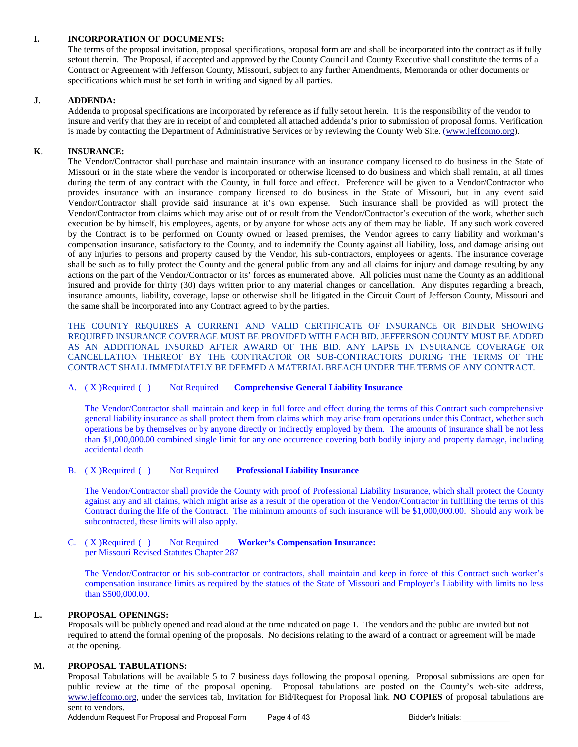### I. INCORPORATION OF DOCUMENTS:

The terms of the proposal invitation, proposal specifications, proposal form are and shall be incorporated into the contract as if fully setout therein. The Proposal, if accepted and approved by the County Council and County Executive shall constitute the terms of a Contract or Agreement with Jefferson County, Missouri, subject to any further Amendments, Memoranda or other documents or specifications which must be set forth in writing and signed by all parties.

### J. ADDENDA:

Addenda to proposal specifications are incorporated by reference as if fully setout herein. It is the responsibility of the vendor to insure and verify that they are in receipt of and completed all attached addenda's prior to submission of proposal forms. Verification is made by contacting the Department of Administrative Services or by reviewing the County Web Site. (www.jeffcomo.org).

### K. INSURANCE:

The Vendor/Contractor shall purchase and maintain insurance with an insurance company licensed to do business in the State of Missouri or in the state where the vendor is incorporated or otherwise licensed to do business and which shall remain, at all times during the term of any contract with the County, in full force and effect. Preference will be given to a Vendor/Contractor who provides insurance with an insurance company licensed to do business in the State of Missouri, but in any event said Vendor/Contractor shall provide said insurance at it's own expense. Such insurance shall be provided as will protect the Vendor/Contractor from claims which may arise out of or result from the Vendor/Contractor's execution of the work, whether such execution be by himself, his employees, agents, or by anyone for whose acts any of them may be liable. If any such work covered by the Contract is to be performed on County owned or leased premises, the Vendor agrees to carry liability and workman's compensation insurance, satisfactory to the County, and to indemnify the County against all liability, loss, and damage arising out of any injuries to persons and property caused by the Vendor, his sub-contractors, employees or agents. The insurance coverage shall be such as to fully protect the County and the general public from any and all claims for injury and damage resulting by any actions on the part of the Vendor/Contractor or its' forces as enumerated above. All policies must name the County as an additional insured and provide for thirty (30) days written prior to any material changes or cancellation. Any disputes regarding a breach, insurance amounts, liability, coverage, lapse or otherwise shall be litigated in the Circuit Court of Jefferson County, Missouri and the same shall be incorporated into any Contract agreed to by the parties.

THE COUNTY REQUIRES A CURRENT AND VALID CERTIFICATE OF INSURANCE OR BINDER SHOWING REQUIRED INSURANCE COVERAGE MUST BE PROVIDED WITH EACH BID. JEFFERSON COUNTY MUST BE ADDED AS AN ADDITIONAL INSURED AFTER AWARD OF THE BID. ANY LAPSE IN INSURANCE COVERAGE OR CANCELLATION THEREOF BY THE CONTRACTOR OR SUB-CONTRACTORS DURING THE TERMS OF THE CONTRACT SHALL IMMEDIATELY BE DEEMED A MATERIAL BREACH UNDER THE TERMS OF ANY CONTRACT.

A. ( X )Required ( ) Not Required **Comprehensive General Liability Insurance**

The Vendor/Contractor shall maintain and keep in full force and effect during the terms of this Contract such comprehensive general liability insurance as shall protect them from claims which may arise from operations under this Contract, whether such operations be by themselves or by anyone directly or indirectly employed by them. The amounts of insurance shall be not less than $1,000,000.00 combined single limit for any one occurrence covering both bodily injury and property damage, including accidental death.

B. ( X )Required ( ) Not Required **Professional Liability Insurance**

The Vendor/Contractor shall provide the County with proof of Professional Liability Insurance, which shall protect the County against any and all claims, which might arise as a result of the operation of the Vendor/Contractor in fulfilling the terms of this Contract during the life of the Contract. The minimum amounts of such insurance will be $1,000,000.00. Should any work be subcontracted, these limits will also apply.

C. ( X )Required ( ) Not Required **Worker's Compensation Insurance:**
per Missouri Revised Statutes Chapter 287

The Vendor/Contractor or his sub-contractor or contractors, shall maintain and keep in force of this Contract such worker's compensation insurance limits as required by the statues of the State of Missouri and Employer's Liability with limits no less than $500,000.00.

### L. PROPOSAL OPENINGS:

Proposals will be publicly opened and read aloud at the time indicated on page 1. The vendors and the public are invited but not required to attend the formal opening of the proposals. No decisions relating to the award of a contract or agreement will be made at the opening.

### M. PROPOSAL TABULATIONS:

Proposal Tabulations will be available 5 to 7 business days following the proposal opening. Proposal submissions are open for public review at the time of the proposal opening. Proposal tabulations are posted on the County's web-site address, www.jeffcomo.org, under the services tab, Invitation for Bid/Request for Proposal link. **NO COPIES** of proposal tabulations are sent to vendors.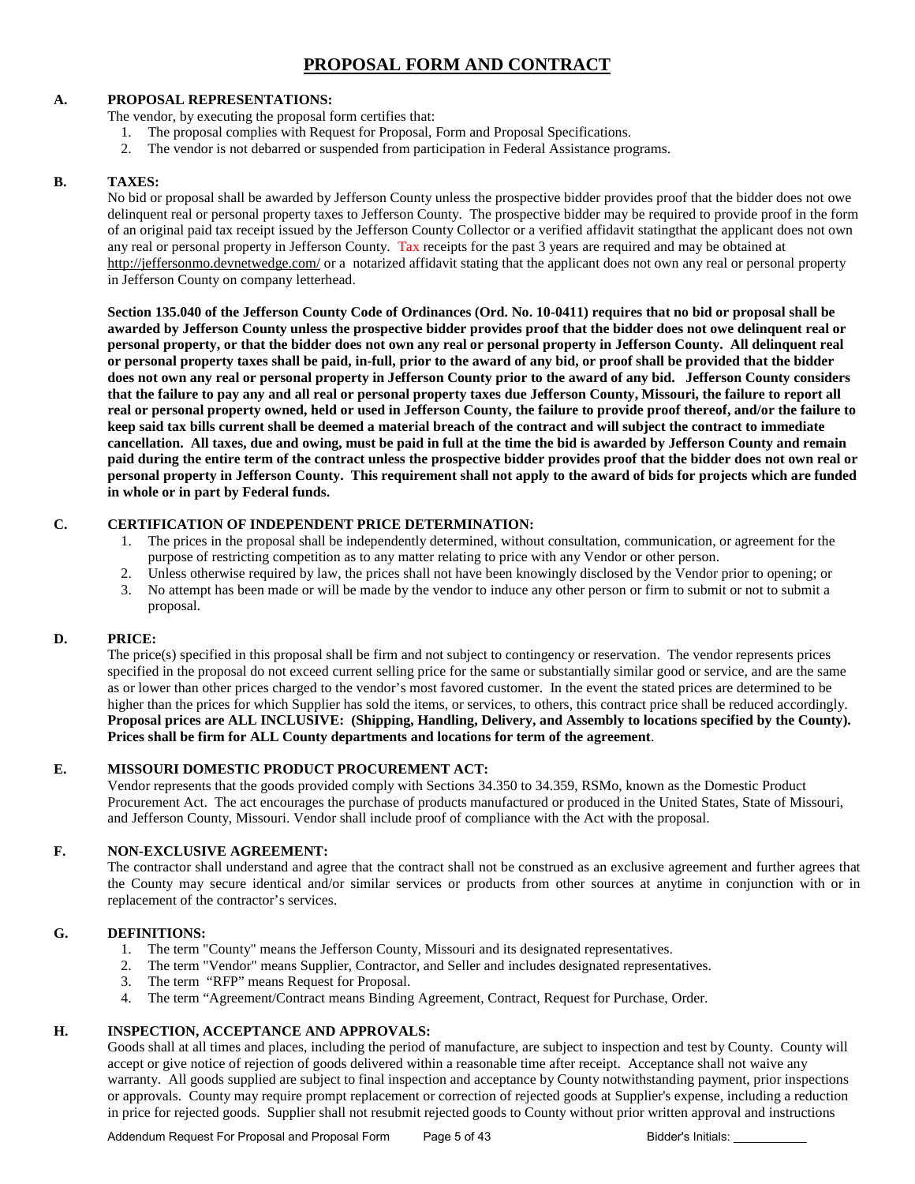# PROPOSAL FORM AND CONTRACT

## A. PROPOSAL REPRESENTATIONS:

The vendor, by executing the proposal form certifies that:

1. The proposal complies with Request for Proposal, Form and Proposal Specifications.
2. The vendor is not debarred or suspended from participation in Federal Assistance programs.

## B. TAXES:

No bid or proposal shall be awarded by Jefferson County unless the prospective bidder provides proof that the bidder does not owe delinquent real or personal property taxes to Jefferson County. The prospective bidder may be required to provide proof in the form of an original paid tax receipt issued by the Jefferson County Collector or a verified affidavit statingthat the applicant does not own any real or personal property in Jefferson County. Tax receipts for the past 3 years are required and may be obtained at http://jeffersonmo.devnetwedge.com/ or a notarized affidavit stating that the applicant does not own any real or personal property in Jefferson County on company letterhead.

**Section 135.040 of the Jefferson County Code of Ordinances (Ord. No. 10-0411) requires that no bid or proposal shall be awarded by Jefferson County unless the prospective bidder provides proof that the bidder does not owe delinquent real or personal property, or that the bidder does not own any real or personal property in Jefferson County. All delinquent real or personal property taxes shall be paid, in-full, prior to the award of any bid, or proof shall be provided that the bidder does not own any real or personal property in Jefferson County prior to the award of any bid. Jefferson County considers that the failure to pay any and all real or personal property taxes due Jefferson County, Missouri, the failure to report all real or personal property owned, held or used in Jefferson County, the failure to provide proof thereof, and/or the failure to keep said tax bills current shall be deemed a material breach of the contract and will subject the contract to immediate cancellation. All taxes, due and owing, must be paid in full at the time the bid is awarded by Jefferson County and remain paid during the entire term of the contract unless the prospective bidder provides proof that the bidder does not own real or personal property in Jefferson County. This requirement shall not apply to the award of bids for projects which are funded in whole or in part by Federal funds.**

## C. CERTIFICATION OF INDEPENDENT PRICE DETERMINATION:

1. The prices in the proposal shall be independently determined, without consultation, communication, or agreement for the purpose of restricting competition as to any matter relating to price with any Vendor or other person.
2. Unless otherwise required by law, the prices shall not have been knowingly disclosed by the Vendor prior to opening; or
3. No attempt has been made or will be made by the vendor to induce any other person or firm to submit or not to submit a proposal.

## D. PRICE:

The price(s) specified in this proposal shall be firm and not subject to contingency or reservation. The vendor represents prices specified in the proposal do not exceed current selling price for the same or substantially similar good or service, and are the same as or lower than other prices charged to the vendor's most favored customer. In the event the stated prices are determined to be higher than the prices for which Supplier has sold the items, or services, to others, this contract price shall be reduced accordingly. **Proposal prices are ALL INCLUSIVE: (Shipping, Handling, Delivery, and Assembly to locations specified by the County). Prices shall be firm for ALL County departments and locations for term of the agreement**.

## E. MISSOURI DOMESTIC PRODUCT PROCUREMENT ACT:

Vendor represents that the goods provided comply with Sections 34.350 to 34.359, RSMo, known as the Domestic Product Procurement Act. The act encourages the purchase of products manufactured or produced in the United States, State of Missouri, and Jefferson County, Missouri. Vendor shall include proof of compliance with the Act with the proposal.

## F. NON-EXCLUSIVE AGREEMENT:

The contractor shall understand and agree that the contract shall not be construed as an exclusive agreement and further agrees that the County may secure identical and/or similar services or products from other sources at anytime in conjunction with or in replacement of the contractor's services.

## G. DEFINITIONS:

1. The term "County" means the Jefferson County, Missouri and its designated representatives.
2. The term "Vendor" means Supplier, Contractor, and Seller and includes designated representatives.
3. The term "RFP" means Request for Proposal.
4. The term "Agreement/Contract means Binding Agreement, Contract, Request for Purchase, Order.

## H. INSPECTION, ACCEPTANCE AND APPROVALS:

Goods shall at all times and places, including the period of manufacture, are subject to inspection and test by County. County will accept or give notice of rejection of goods delivered within a reasonable time after receipt. Acceptance shall not waive any warranty. All goods supplied are subject to final inspection and acceptance by County notwithstanding payment, prior inspections or approvals. County may require prompt replacement or correction of rejected goods at Supplier's expense, including a reduction in price for rejected goods. Supplier shall not resubmit rejected goods to County without prior written approval and instructions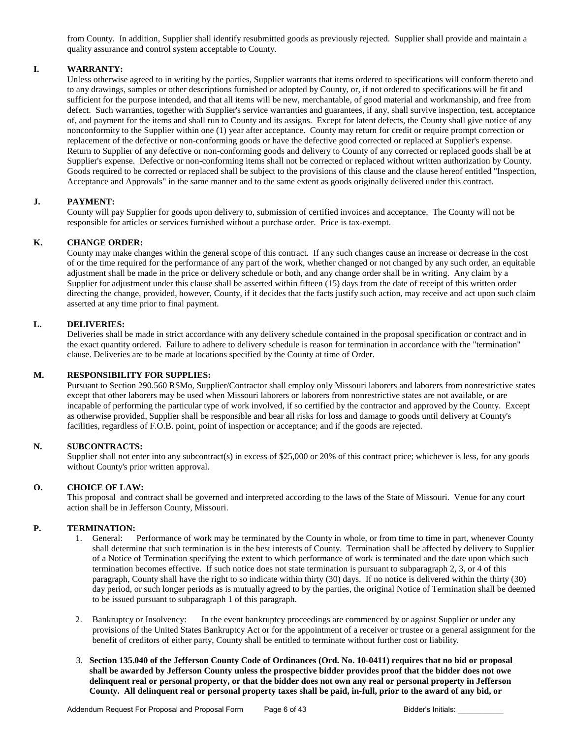from County. In addition, Supplier shall identify resubmitted goods as previously rejected. Supplier shall provide and maintain a quality assurance and control system acceptable to County.

## I. WARRANTY:

Unless otherwise agreed to in writing by the parties, Supplier warrants that items ordered to specifications will conform thereto and to any drawings, samples or other descriptions furnished or adopted by County, or, if not ordered to specifications will be fit and sufficient for the purpose intended, and that all items will be new, merchantable, of good material and workmanship, and free from defect. Such warranties, together with Supplier's service warranties and guarantees, if any, shall survive inspection, test, acceptance of, and payment for the items and shall run to County and its assigns. Except for latent defects, the County shall give notice of any nonconformity to the Supplier within one (1) year after acceptance. County may return for credit or require prompt correction or replacement of the defective or non-conforming goods or have the defective good corrected or replaced at Supplier's expense. Return to Supplier of any defective or non-conforming goods and delivery to County of any corrected or replaced goods shall be at Supplier's expense. Defective or non-conforming items shall not be corrected or replaced without written authorization by County. Goods required to be corrected or replaced shall be subject to the provisions of this clause and the clause hereof entitled "Inspection, Acceptance and Approvals" in the same manner and to the same extent as goods originally delivered under this contract.

## J. PAYMENT:

County will pay Supplier for goods upon delivery to, submission of certified invoices and acceptance. The County will not be responsible for articles or services furnished without a purchase order. Price is tax-exempt.

## K. CHANGE ORDER:

County may make changes within the general scope of this contract. If any such changes cause an increase or decrease in the cost of or the time required for the performance of any part of the work, whether changed or not changed by any such order, an equitable adjustment shall be made in the price or delivery schedule or both, and any change order shall be in writing. Any claim by a Supplier for adjustment under this clause shall be asserted within fifteen (15) days from the date of receipt of this written order directing the change, provided, however, County, if it decides that the facts justify such action, may receive and act upon such claim asserted at any time prior to final payment.

## L. DELIVERIES:

Deliveries shall be made in strict accordance with any delivery schedule contained in the proposal specification or contract and in the exact quantity ordered. Failure to adhere to delivery schedule is reason for termination in accordance with the "termination" clause. Deliveries are to be made at locations specified by the County at time of Order.

## M. RESPONSIBILITY FOR SUPPLIES:

Pursuant to Section 290.560 RSMo, Supplier/Contractor shall employ only Missouri laborers and laborers from nonrestrictive states except that other laborers may be used when Missouri laborers or laborers from nonrestrictive states are not available, or are incapable of performing the particular type of work involved, if so certified by the contractor and approved by the County. Except as otherwise provided, Supplier shall be responsible and bear all risks for loss and damage to goods until delivery at County's facilities, regardless of F.O.B. point, point of inspection or acceptance; and if the goods are rejected.

## N. SUBCONTRACTS:

Supplier shall not enter into any subcontract(s) in excess of $25,000 or 20% of this contract price; whichever is less, for any goods without County's prior written approval.

## O. CHOICE OF LAW:

This proposal and contract shall be governed and interpreted according to the laws of the State of Missouri. Venue for any court action shall be in Jefferson County, Missouri.

## P. TERMINATION:

1. General: Performance of work may be terminated by the County in whole, or from time to time in part, whenever County shall determine that such termination is in the best interests of County. Termination shall be affected by delivery to Supplier of a Notice of Termination specifying the extent to which performance of work is terminated and the date upon which such termination becomes effective. If such notice does not state termination is pursuant to subparagraph 2, 3, or 4 of this paragraph, County shall have the right to so indicate within thirty (30) days. If no notice is delivered within the thirty (30) day period, or such longer periods as is mutually agreed to by the parties, the original Notice of Termination shall be deemed to be issued pursuant to subparagraph 1 of this paragraph.

2. Bankruptcy or Insolvency: In the event bankruptcy proceedings are commenced by or against Supplier or under any provisions of the United States Bankruptcy Act or for the appointment of a receiver or trustee or a general assignment for the benefit of creditors of either party, County shall be entitled to terminate without further cost or liability.

3. **Section 135.040 of the Jefferson County Code of Ordinances (Ord. No. 10-0411) requires that no bid or proposal shall be awarded by Jefferson County unless the prospective bidder provides proof that the bidder does not owe delinquent real or personal property, or that the bidder does not own any real or personal property in Jefferson County. All delinquent real or personal property taxes shall be paid, in-full, prior to the award of any bid, or**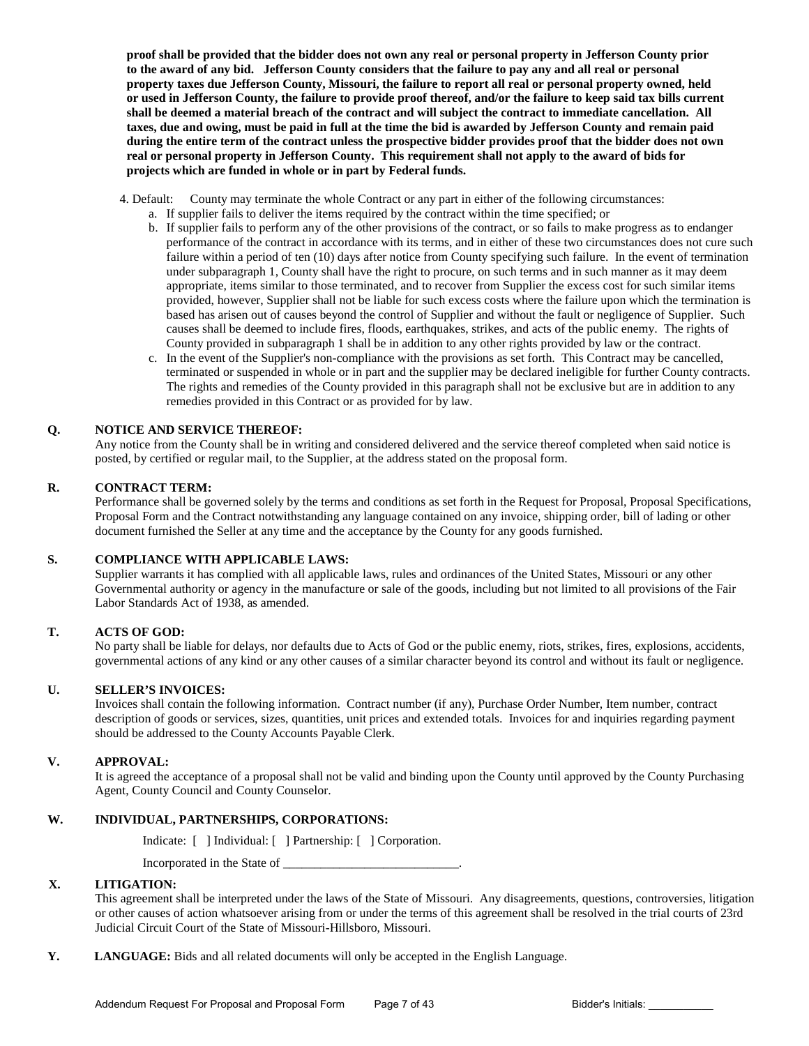**proof shall be provided that the bidder does not own any real or personal property in Jefferson County prior to the award of any bid. Jefferson County considers that the failure to pay any and all real or personal property taxes due Jefferson County, Missouri, the failure to report all real or personal property owned, held or used in Jefferson County, the failure to provide proof thereof, and/or the failure to keep said tax bills current shall be deemed a material breach of the contract and will subject the contract to immediate cancellation. All taxes, due and owing, must be paid in full at the time the bid is awarded by Jefferson County and remain paid during the entire term of the contract unless the prospective bidder provides proof that the bidder does not own real or personal property in Jefferson County. This requirement shall not apply to the award of bids for projects which are funded in whole or in part by Federal funds.**

4. Default: County may terminate the whole Contract or any part in either of the following circumstances:
   a. If supplier fails to deliver the items required by the contract within the time specified; or
   b. If supplier fails to perform any of the other provisions of the contract, or so fails to make progress as to endanger performance of the contract in accordance with its terms, and in either of these two circumstances does not cure such failure within a period of ten (10) days after notice from County specifying such failure. In the event of termination under subparagraph 1, County shall have the right to procure, on such terms and in such manner as it may deem appropriate, items similar to those terminated, and to recover from Supplier the excess cost for such similar items provided, however, Supplier shall not be liable for such excess costs where the failure upon which the termination is based has arisen out of causes beyond the control of Supplier and without the fault or negligence of Supplier. Such causes shall be deemed to include fires, floods, earthquakes, strikes, and acts of the public enemy. The rights of County provided in subparagraph 1 shall be in addition to any other rights provided by law or the contract.
   c. In the event of the Supplier's non-compliance with the provisions as set forth. This Contract may be cancelled, terminated or suspended in whole or in part and the supplier may be declared ineligible for further County contracts. The rights and remedies of the County provided in this paragraph shall not be exclusive but are in addition to any remedies provided in this Contract or as provided for by law.

**Q. NOTICE AND SERVICE THEREOF:**

Any notice from the County shall be in writing and considered delivered and the service thereof completed when said notice is posted, by certified or regular mail, to the Supplier, at the address stated on the proposal form.

**R. CONTRACT TERM:**

Performance shall be governed solely by the terms and conditions as set forth in the Request for Proposal, Proposal Specifications, Proposal Form and the Contract notwithstanding any language contained on any invoice, shipping order, bill of lading or other document furnished the Seller at any time and the acceptance by the County for any goods furnished.

**S. COMPLIANCE WITH APPLICABLE LAWS:**

Supplier warrants it has complied with all applicable laws, rules and ordinances of the United States, Missouri or any other Governmental authority or agency in the manufacture or sale of the goods, including but not limited to all provisions of the Fair Labor Standards Act of 1938, as amended.

**T. ACTS OF GOD:**

No party shall be liable for delays, nor defaults due to Acts of God or the public enemy, riots, strikes, fires, explosions, accidents, governmental actions of any kind or any other causes of a similar character beyond its control and without its fault or negligence.

**U. SELLER'S INVOICES:**

Invoices shall contain the following information. Contract number (if any), Purchase Order Number, Item number, contract description of goods or services, sizes, quantities, unit prices and extended totals. Invoices for and inquiries regarding payment should be addressed to the County Accounts Payable Clerk.

**V. APPROVAL:**

It is agreed the acceptance of a proposal shall not be valid and binding upon the County until approved by the County Purchasing Agent, County Council and County Counselor.

**W. INDIVIDUAL, PARTNERSHIPS, CORPORATIONS:**

Indicate: [ ] Individual: [ ] Partnership: [ ] Corporation.

Incorporated in the State of ____________________________.

**X. LITIGATION:**

This agreement shall be interpreted under the laws of the State of Missouri. Any disagreements, questions, controversies, litigation or other causes of action whatsoever arising from or under the terms of this agreement shall be resolved in the trial courts of 23rd Judicial Circuit Court of the State of Missouri-Hillsboro, Missouri.

**Y. LANGUAGE:** Bids and all related documents will only be accepted in the English Language.

Bidder's Initials: ___________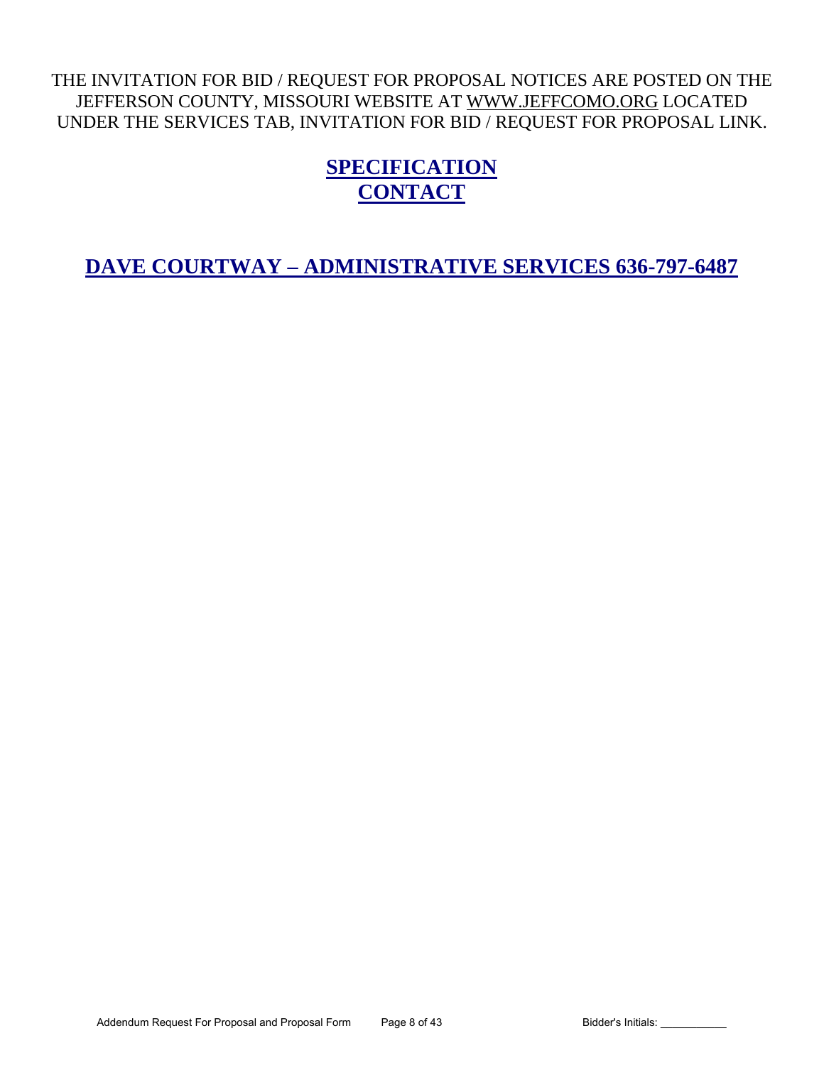THE INVITATION FOR BID / REQUEST FOR PROPOSAL NOTICES ARE POSTED ON THE JEFFERSON COUNTY, MISSOURI WEBSITE AT WWW.JEFFCOMO.ORG LOCATED UNDER THE SERVICES TAB, INVITATION FOR BID / REQUEST FOR PROPOSAL LINK.

## SPECIFICATION CONTACT

## DAVE COURTWAY – ADMINISTRATIVE SERVICES 636-797-6487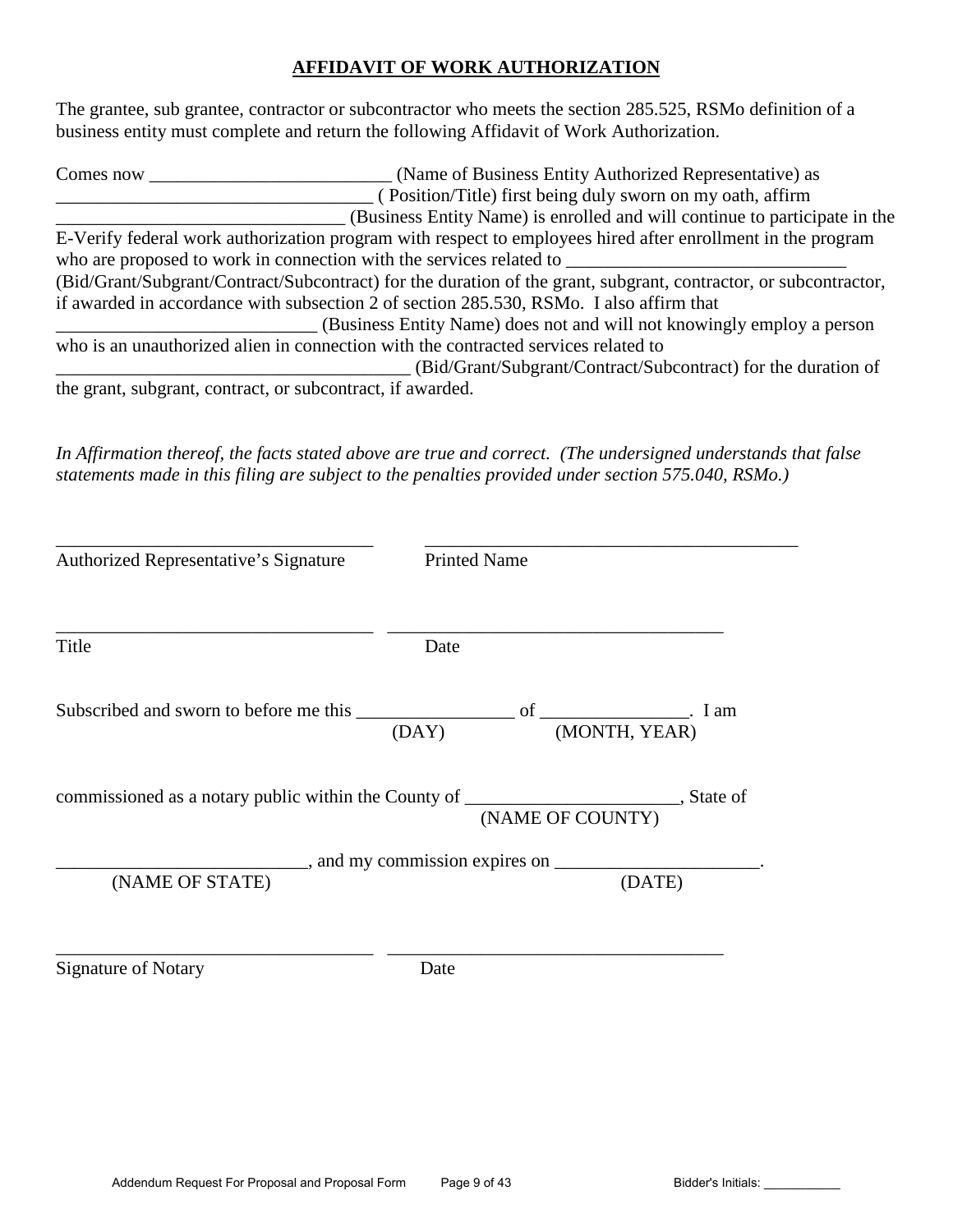**AFFIDAVIT OF WORK AUTHORIZATION**

The grantee, sub grantee, contractor or subcontractor who meets the section 285.525, RSMo definition of a business entity must complete and return the following Affidavit of Work Authorization.

Comes now _________________________ (Name of Business Entity Authorized Representative) as _________________________________ ( Position/Title) first being duly sworn on my oath, affirm ______________________________ (Business Entity Name) is enrolled and will continue to participate in the E-Verify federal work authorization program with respect to employees hired after enrollment in the program who are proposed to work in connection with the services related to ______________________________ (Bid/Grant/Subgrant/Contract/Subcontract) for the duration of the grant, subgrant, contractor, or subcontractor, if awarded in accordance with subsection 2 of section 285.530, RSMo. I also affirm that ___________________________ (Business Entity Name) does not and will not knowingly employ a person who is an unauthorized alien in connection with the contracted services related to ______________________________________ (Bid/Grant/Subgrant/Contract/Subcontract) for the duration of the grant, subgrant, contract, or subcontract, if awarded.

*In Affirmation thereof, the facts stated above are true and correct. (The undersigned understands that false statements made in this filing are subject to the penalties provided under section 575.040, RSMo.)*

_________________________________ _________________________________

Authorized Representative's Signature Printed Name

_________________________________ _________________________________

Title Date

Subscribed and sworn to before me this _________________ of ________________. I am
(DAY) (MONTH, YEAR)

commissioned as a notary public within the County of ______________________, State of
(NAME OF COUNTY)

_________________________, and my commission expires on _____________________.
(NAME OF STATE) (DATE)

_________________________________ _________________________________

Signature of Notary Date

Bidder's Initials: ___________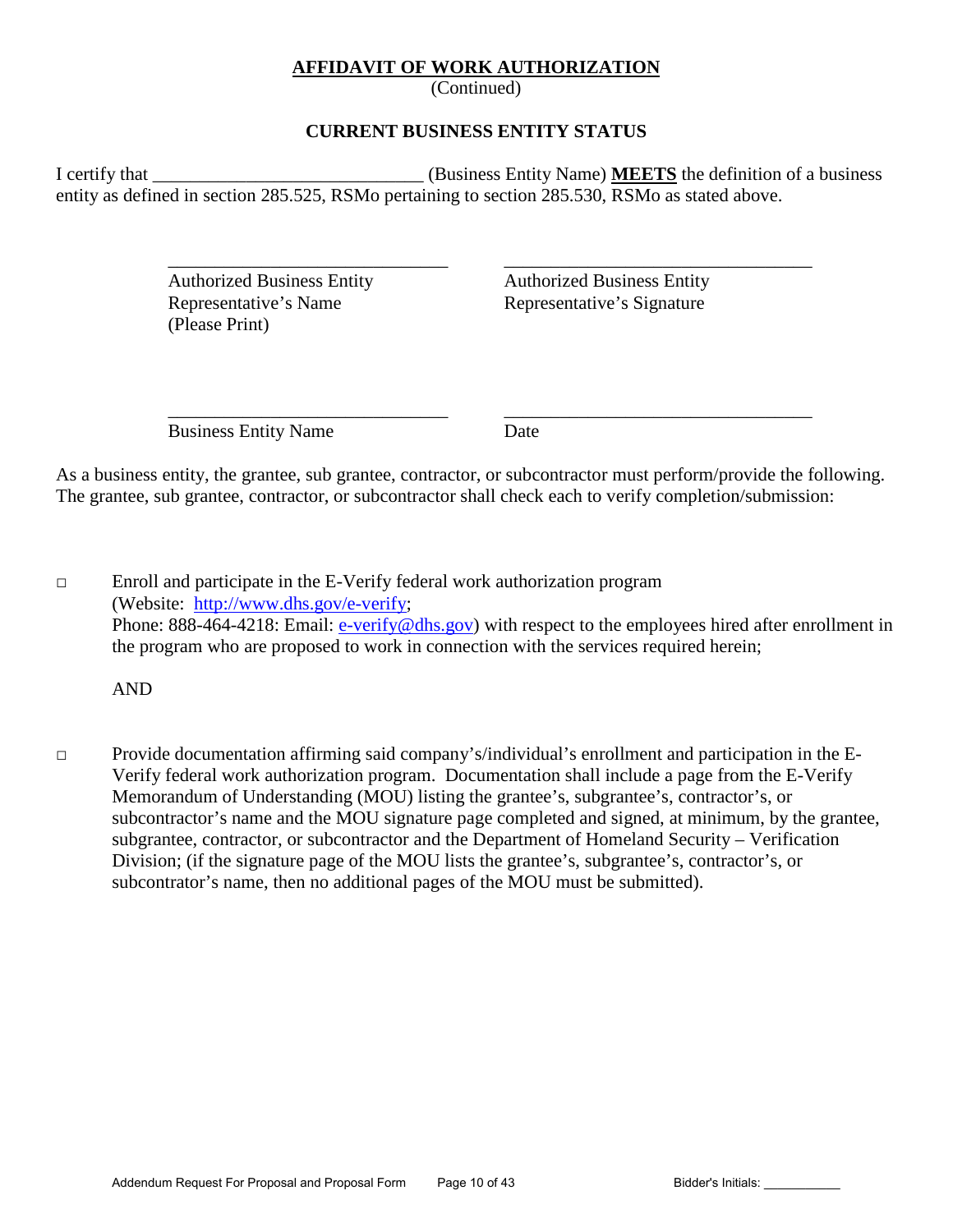## AFFIDAVIT OF WORK AUTHORIZATION

(Continued)

### CURRENT BUSINESS ENTITY STATUS

I certify that _____________________________ (Business Entity Name) **MEETS** the definition of a business entity as defined in section 285.525, RSMo pertaining to section 285.530, RSMo as stated above.

| ______________________________ | ________________________________ |
|---|---|
| Authorized Business Entity Representative's Name (Please Print) | Authorized Business Entity Representative's Signature |
| ______________________________ | ________________________________ |
| Business Entity Name | Date |

As a business entity, the grantee, sub grantee, contractor, or subcontractor must perform/provide the following. The grantee, sub grantee, contractor, or subcontractor shall check each to verify completion/submission:

□ Enroll and participate in the E-Verify federal work authorization program (Website: http://www.dhs.gov/e-verify; Phone: 888-464-4218: Email: e-verify@dhs.gov) with respect to the employees hired after enrollment in the program who are proposed to work in connection with the services required herein;

AND

□ Provide documentation affirming said company's/individual's enrollment and participation in the E-Verify federal work authorization program. Documentation shall include a page from the E-Verify Memorandum of Understanding (MOU) listing the grantee's, subgrantee's, contractor's, or subcontractor's name and the MOU signature page completed and signed, at minimum, by the grantee, subgrantee, contractor, or subcontractor and the Department of Homeland Security – Verification Division; (if the signature page of the MOU lists the grantee's, subgrantee's, contractor's, or subcontrator's name, then no additional pages of the MOU must be submitted).

Bidder's Initials: ___________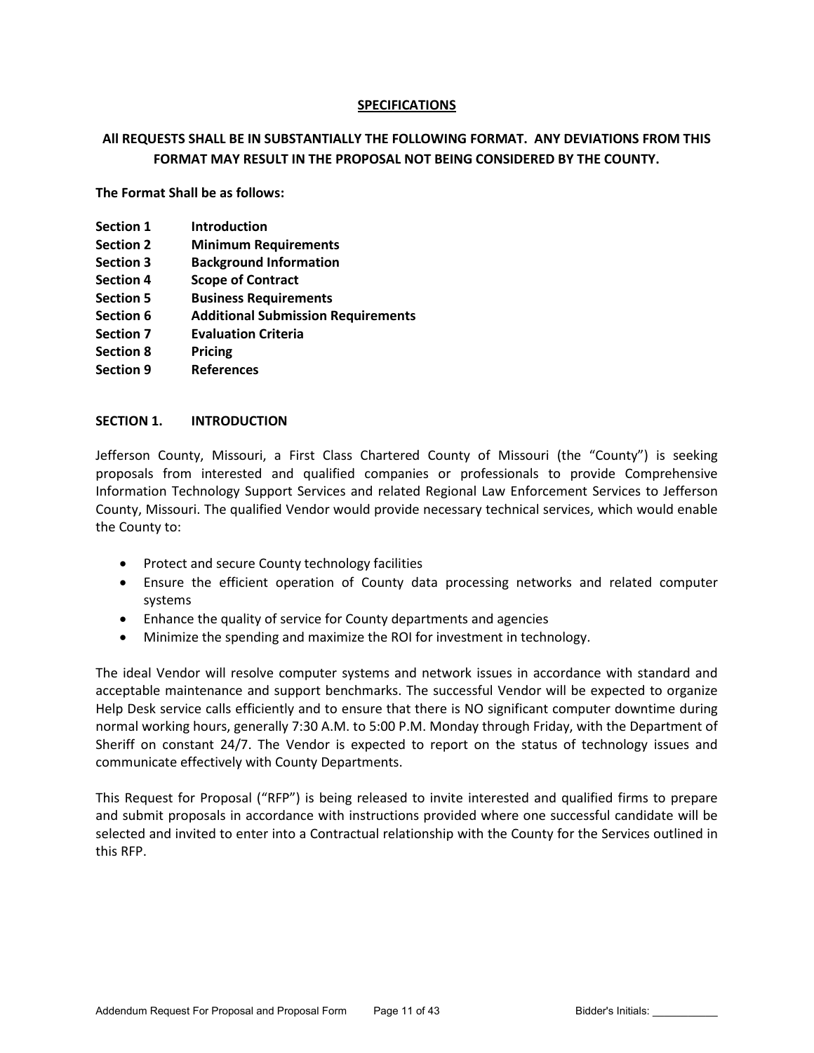## SPECIFICATIONS

**All REQUESTS SHALL BE IN SUBSTANTIALLY THE FOLLOWING FORMAT. ANY DEVIATIONS FROM THIS FORMAT MAY RESULT IN THE PROPOSAL NOT BEING CONSIDERED BY THE COUNTY.**

**The Format Shall be as follows:**

**Section 1 Introduction**
**Section 2 Minimum Requirements**
**Section 3 Background Information**
**Section 4 Scope of Contract**
**Section 5 Business Requirements**
**Section 6 Additional Submission Requirements**
**Section 7 Evaluation Criteria**
**Section 8 Pricing**
**Section 9 References**

### SECTION 1. INTRODUCTION

Jefferson County, Missouri, a First Class Chartered County of Missouri (the "County") is seeking proposals from interested and qualified companies or professionals to provide Comprehensive Information Technology Support Services and related Regional Law Enforcement Services to Jefferson County, Missouri. The qualified Vendor would provide necessary technical services, which would enable the County to:

- Protect and secure County technology facilities
- Ensure the efficient operation of County data processing networks and related computer systems
- Enhance the quality of service for County departments and agencies
- Minimize the spending and maximize the ROI for investment in technology.

The ideal Vendor will resolve computer systems and network issues in accordance with standard and acceptable maintenance and support benchmarks. The successful Vendor will be expected to organize Help Desk service calls efficiently and to ensure that there is NO significant computer downtime during normal working hours, generally 7:30 A.M. to 5:00 P.M. Monday through Friday, with the Department of Sheriff on constant 24/7. The Vendor is expected to report on the status of technology issues and communicate effectively with County Departments.

This Request for Proposal ("RFP") is being released to invite interested and qualified firms to prepare and submit proposals in accordance with instructions provided where one successful candidate will be selected and invited to enter into a Contractual relationship with the County for the Services outlined in this RFP.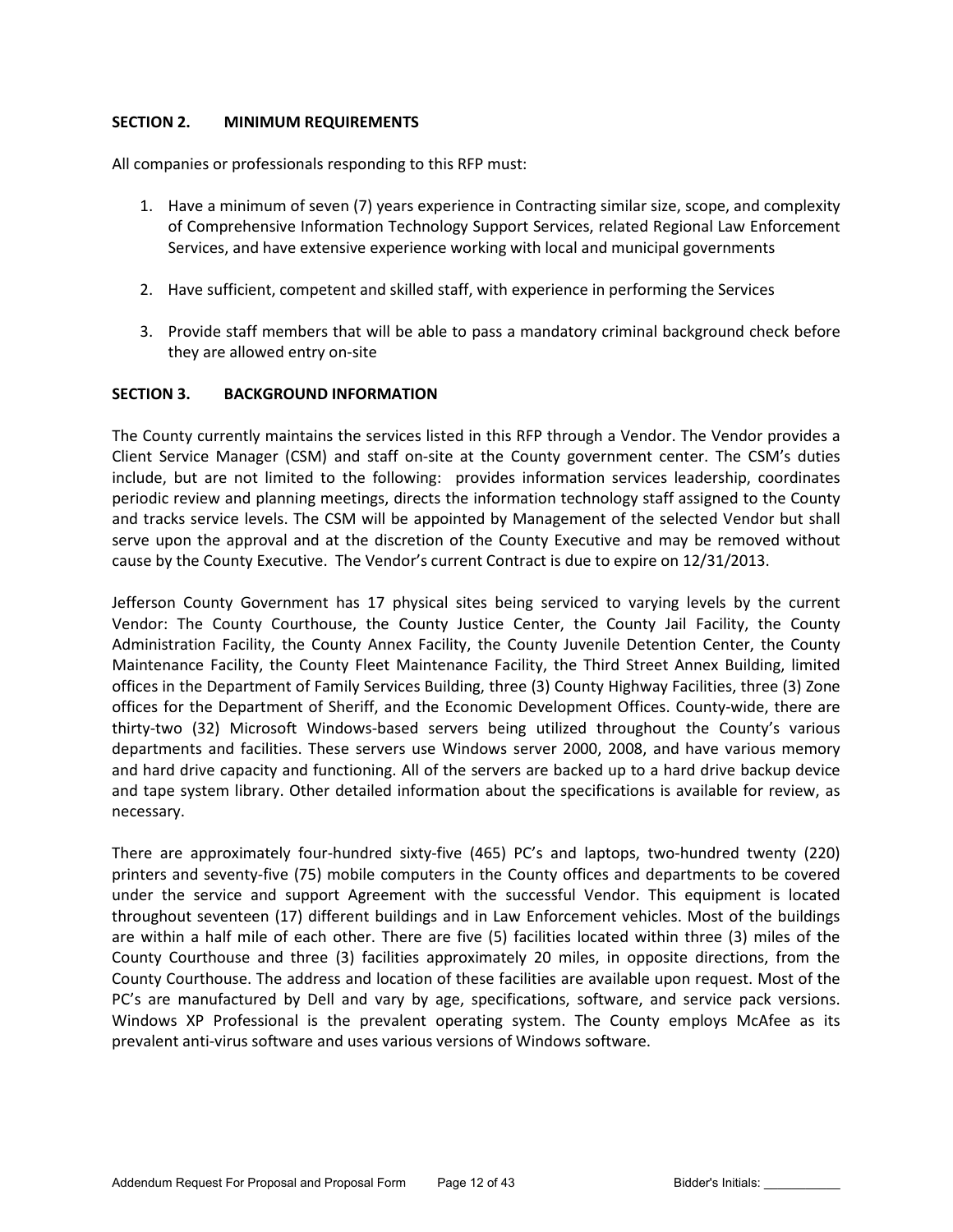## SECTION 2. MINIMUM REQUIREMENTS

All companies or professionals responding to this RFP must:

1. Have a minimum of seven (7) years experience in Contracting similar size, scope, and complexity of Comprehensive Information Technology Support Services, related Regional Law Enforcement Services, and have extensive experience working with local and municipal governments

2. Have sufficient, competent and skilled staff, with experience in performing the Services

3. Provide staff members that will be able to pass a mandatory criminal background check before they are allowed entry on-site

## SECTION 3. BACKGROUND INFORMATION

The County currently maintains the services listed in this RFP through a Vendor. The Vendor provides a Client Service Manager (CSM) and staff on-site at the County government center. The CSM's duties include, but are not limited to the following: provides information services leadership, coordinates periodic review and planning meetings, directs the information technology staff assigned to the County and tracks service levels. The CSM will be appointed by Management of the selected Vendor but shall serve upon the approval and at the discretion of the County Executive and may be removed without cause by the County Executive. The Vendor's current Contract is due to expire on 12/31/2013.

Jefferson County Government has 17 physical sites being serviced to varying levels by the current Vendor: The County Courthouse, the County Justice Center, the County Jail Facility, the County Administration Facility, the County Annex Facility, the County Juvenile Detention Center, the County Maintenance Facility, the County Fleet Maintenance Facility, the Third Street Annex Building, limited offices in the Department of Family Services Building, three (3) County Highway Facilities, three (3) Zone offices for the Department of Sheriff, and the Economic Development Offices. County-wide, there are thirty-two (32) Microsoft Windows-based servers being utilized throughout the County's various departments and facilities. These servers use Windows server 2000, 2008, and have various memory and hard drive capacity and functioning. All of the servers are backed up to a hard drive backup device and tape system library. Other detailed information about the specifications is available for review, as necessary.

There are approximately four-hundred sixty-five (465) PC's and laptops, two-hundred twenty (220) printers and seventy-five (75) mobile computers in the County offices and departments to be covered under the service and support Agreement with the successful Vendor. This equipment is located throughout seventeen (17) different buildings and in Law Enforcement vehicles. Most of the buildings are within a half mile of each other. There are five (5) facilities located within three (3) miles of the County Courthouse and three (3) facilities approximately 20 miles, in opposite directions, from the County Courthouse. The address and location of these facilities are available upon request. Most of the PC's are manufactured by Dell and vary by age, specifications, software, and service pack versions. Windows XP Professional is the prevalent operating system. The County employs McAfee as its prevalent anti-virus software and uses various versions of Windows software.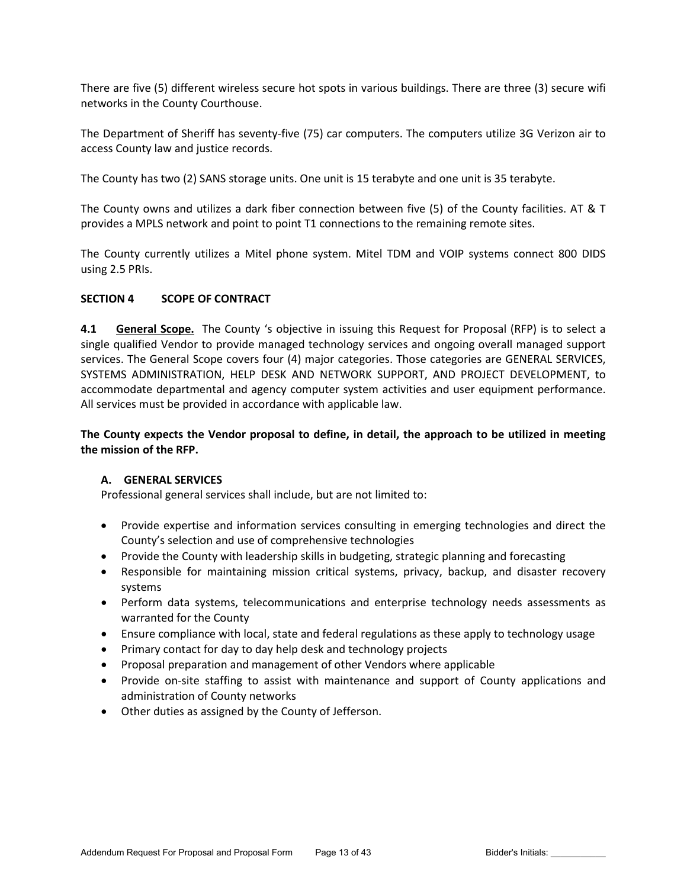There are five (5) different wireless secure hot spots in various buildings. There are three (3) secure wifi networks in the County Courthouse.

The Department of Sheriff has seventy-five (75) car computers. The computers utilize 3G Verizon air to access County law and justice records.

The County has two (2) SANS storage units. One unit is 15 terabyte and one unit is 35 terabyte.

The County owns and utilizes a dark fiber connection between five (5) of the County facilities. AT & T provides a MPLS network and point to point T1 connections to the remaining remote sites.

The County currently utilizes a Mitel phone system. Mitel TDM and VOIP systems connect 800 DIDS using 2.5 PRIs.

## SECTION 4 SCOPE OF CONTRACT

**4.1 General Scope.** The County 's objective in issuing this Request for Proposal (RFP) is to select a single qualified Vendor to provide managed technology services and ongoing overall managed support services. The General Scope covers four (4) major categories. Those categories are GENERAL SERVICES, SYSTEMS ADMINISTRATION, HELP DESK AND NETWORK SUPPORT, AND PROJECT DEVELOPMENT, to accommodate departmental and agency computer system activities and user equipment performance. All services must be provided in accordance with applicable law.

**The County expects the Vendor proposal to define, in detail, the approach to be utilized in meeting the mission of the RFP.**

### A. GENERAL SERVICES

Professional general services shall include, but are not limited to:

- Provide expertise and information services consulting in emerging technologies and direct the County's selection and use of comprehensive technologies
- Provide the County with leadership skills in budgeting, strategic planning and forecasting
- Responsible for maintaining mission critical systems, privacy, backup, and disaster recovery systems
- Perform data systems, telecommunications and enterprise technology needs assessments as warranted for the County
- Ensure compliance with local, state and federal regulations as these apply to technology usage
- Primary contact for day to day help desk and technology projects
- Proposal preparation and management of other Vendors where applicable
- Provide on-site staffing to assist with maintenance and support of County applications and administration of County networks
- Other duties as assigned by the County of Jefferson.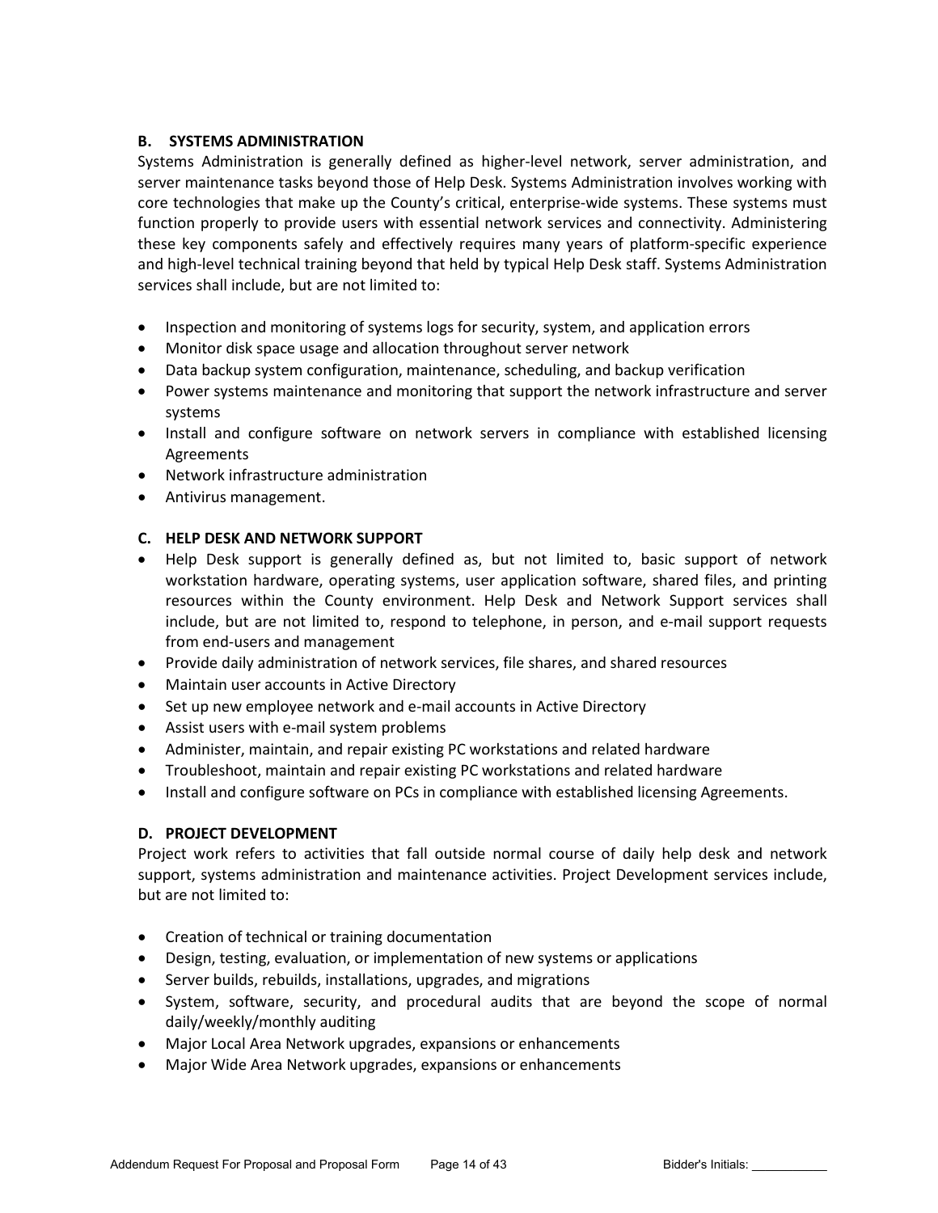### B. SYSTEMS ADMINISTRATION

Systems Administration is generally defined as higher-level network, server administration, and server maintenance tasks beyond those of Help Desk. Systems Administration involves working with core technologies that make up the County's critical, enterprise-wide systems. These systems must function properly to provide users with essential network services and connectivity. Administering these key components safely and effectively requires many years of platform-specific experience and high-level technical training beyond that held by typical Help Desk staff. Systems Administration services shall include, but are not limited to:

- Inspection and monitoring of systems logs for security, system, and application errors
- Monitor disk space usage and allocation throughout server network
- Data backup system configuration, maintenance, scheduling, and backup verification
- Power systems maintenance and monitoring that support the network infrastructure and server systems
- Install and configure software on network servers in compliance with established licensing Agreements
- Network infrastructure administration
- Antivirus management.

### C. HELP DESK AND NETWORK SUPPORT

- Help Desk support is generally defined as, but not limited to, basic support of network workstation hardware, operating systems, user application software, shared files, and printing resources within the County environment. Help Desk and Network Support services shall include, but are not limited to, respond to telephone, in person, and e-mail support requests from end-users and management
- Provide daily administration of network services, file shares, and shared resources
- Maintain user accounts in Active Directory
- Set up new employee network and e-mail accounts in Active Directory
- Assist users with e-mail system problems
- Administer, maintain, and repair existing PC workstations and related hardware
- Troubleshoot, maintain and repair existing PC workstations and related hardware
- Install and configure software on PCs in compliance with established licensing Agreements.

### D. PROJECT DEVELOPMENT

Project work refers to activities that fall outside normal course of daily help desk and network support, systems administration and maintenance activities. Project Development services include, but are not limited to:

- Creation of technical or training documentation
- Design, testing, evaluation, or implementation of new systems or applications
- Server builds, rebuilds, installations, upgrades, and migrations
- System, software, security, and procedural audits that are beyond the scope of normal daily/weekly/monthly auditing
- Major Local Area Network upgrades, expansions or enhancements
- Major Wide Area Network upgrades, expansions or enhancements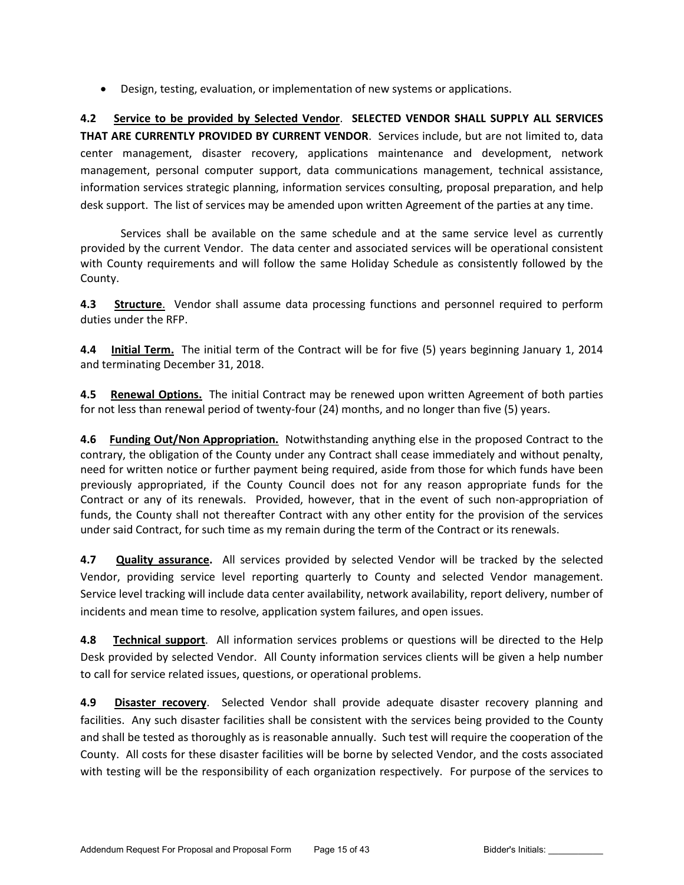- Design, testing, evaluation, or implementation of new systems or applications.

**4.2** **Service to be provided by Selected Vendor**. **SELECTED VENDOR SHALL SUPPLY ALL SERVICES THAT ARE CURRENTLY PROVIDED BY CURRENT VENDOR**. Services include, but are not limited to, data center management, disaster recovery, applications maintenance and development, network management, personal computer support, data communications management, technical assistance, information services strategic planning, information services consulting, proposal preparation, and help desk support. The list of services may be amended upon written Agreement of the parties at any time.

Services shall be available on the same schedule and at the same service level as currently provided by the current Vendor. The data center and associated services will be operational consistent with County requirements and will follow the same Holiday Schedule as consistently followed by the County.

**4.3** **Structure**. Vendor shall assume data processing functions and personnel required to perform duties under the RFP.

**4.4** **Initial Term.** The initial term of the Contract will be for five (5) years beginning January 1, 2014 and terminating December 31, 2018.

**4.5** **Renewal Options.** The initial Contract may be renewed upon written Agreement of both parties for not less than renewal period of twenty-four (24) months, and no longer than five (5) years.

**4.6** **Funding Out/Non Appropriation.** Notwithstanding anything else in the proposed Contract to the contrary, the obligation of the County under any Contract shall cease immediately and without penalty, need for written notice or further payment being required, aside from those for which funds have been previously appropriated, if the County Council does not for any reason appropriate funds for the Contract or any of its renewals. Provided, however, that in the event of such non-appropriation of funds, the County shall not thereafter Contract with any other entity for the provision of the services under said Contract, for such time as my remain during the term of the Contract or its renewals.

**4.7** **Quality assurance.** All services provided by selected Vendor will be tracked by the selected Vendor, providing service level reporting quarterly to County and selected Vendor management. Service level tracking will include data center availability, network availability, report delivery, number of incidents and mean time to resolve, application system failures, and open issues.

**4.8** **Technical support**. All information services problems or questions will be directed to the Help Desk provided by selected Vendor. All County information services clients will be given a help number to call for service related issues, questions, or operational problems.

**4.9** **Disaster recovery**. Selected Vendor shall provide adequate disaster recovery planning and facilities. Any such disaster facilities shall be consistent with the services being provided to the County and shall be tested as thoroughly as is reasonable annually. Such test will require the cooperation of the County. All costs for these disaster facilities will be borne by selected Vendor, and the costs associated with testing will be the responsibility of each organization respectively. For purpose of the services to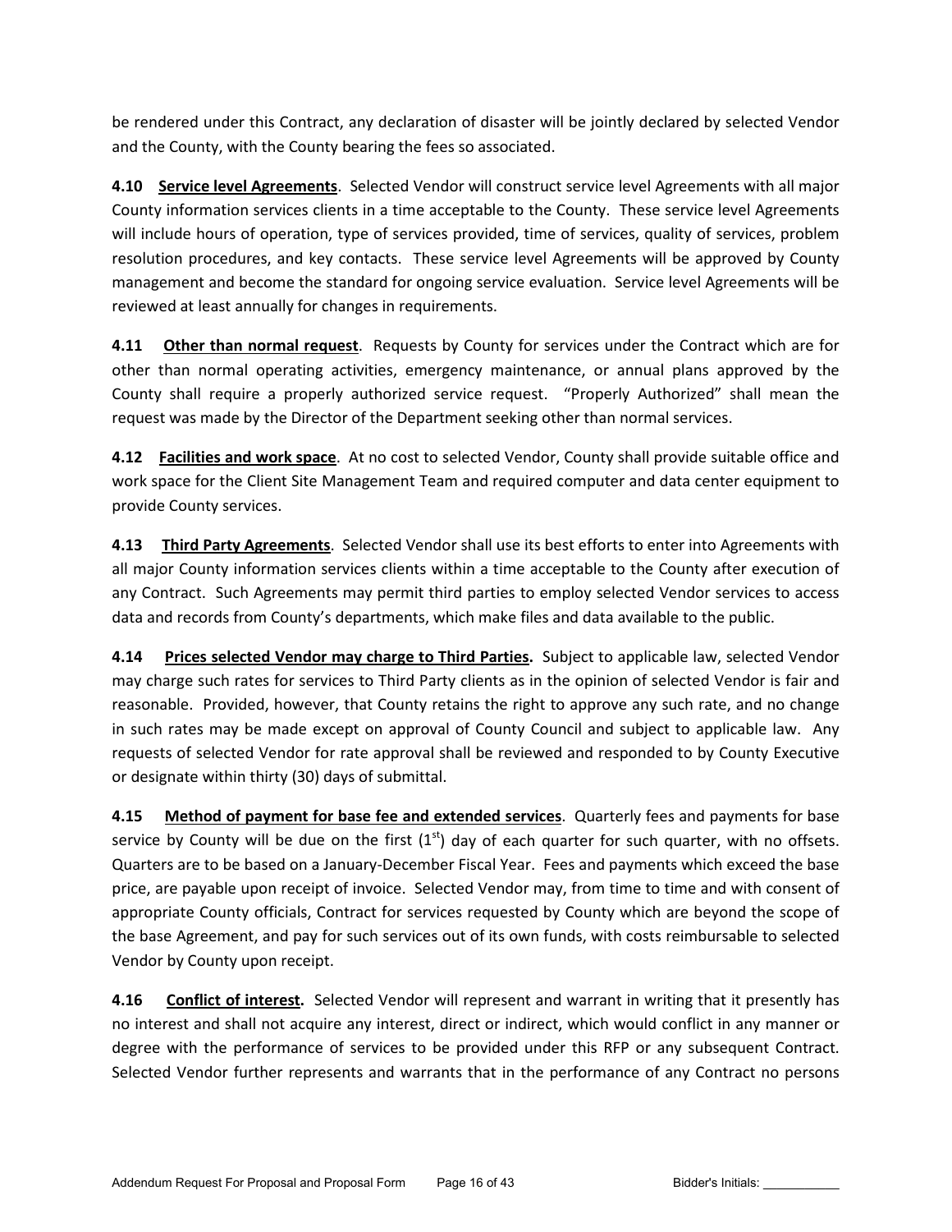be rendered under this Contract, any declaration of disaster will be jointly declared by selected Vendor and the County, with the County bearing the fees so associated.

**4.10 Service level Agreements**. Selected Vendor will construct service level Agreements with all major County information services clients in a time acceptable to the County. These service level Agreements will include hours of operation, type of services provided, time of services, quality of services, problem resolution procedures, and key contacts. These service level Agreements will be approved by County management and become the standard for ongoing service evaluation. Service level Agreements will be reviewed at least annually for changes in requirements.

**4.11 Other than normal request**. Requests by County for services under the Contract which are for other than normal operating activities, emergency maintenance, or annual plans approved by the County shall require a properly authorized service request. "Properly Authorized" shall mean the request was made by the Director of the Department seeking other than normal services.

**4.12 Facilities and work space**. At no cost to selected Vendor, County shall provide suitable office and work space for the Client Site Management Team and required computer and data center equipment to provide County services.

**4.13 Third Party Agreements**. Selected Vendor shall use its best efforts to enter into Agreements with all major County information services clients within a time acceptable to the County after execution of any Contract. Such Agreements may permit third parties to employ selected Vendor services to access data and records from County's departments, which make files and data available to the public.

**4.14 Prices selected Vendor may charge to Third Parties.** Subject to applicable law, selected Vendor may charge such rates for services to Third Party clients as in the opinion of selected Vendor is fair and reasonable. Provided, however, that County retains the right to approve any such rate, and no change in such rates may be made except on approval of County Council and subject to applicable law. Any requests of selected Vendor for rate approval shall be reviewed and responded to by County Executive or designate within thirty (30) days of submittal.

**4.15 Method of payment for base fee and extended services**. Quarterly fees and payments for base service by County will be due on the first (1st) day of each quarter for such quarter, with no offsets. Quarters are to be based on a January-December Fiscal Year. Fees and payments which exceed the base price, are payable upon receipt of invoice. Selected Vendor may, from time to time and with consent of appropriate County officials, Contract for services requested by County which are beyond the scope of the base Agreement, and pay for such services out of its own funds, with costs reimbursable to selected Vendor by County upon receipt.

**4.16 Conflict of interest.** Selected Vendor will represent and warrant in writing that it presently has no interest and shall not acquire any interest, direct or indirect, which would conflict in any manner or degree with the performance of services to be provided under this RFP or any subsequent Contract. Selected Vendor further represents and warrants that in the performance of any Contract no persons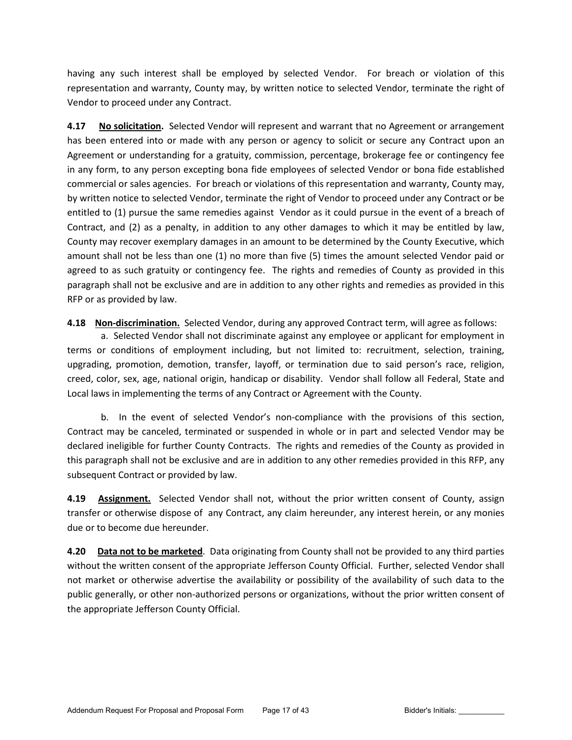having any such interest shall be employed by selected Vendor. For breach or violation of this representation and warranty, County may, by written notice to selected Vendor, terminate the right of Vendor to proceed under any Contract.

**4.17 <u>No solicitation</u>.** Selected Vendor will represent and warrant that no Agreement or arrangement has been entered into or made with any person or agency to solicit or secure any Contract upon an Agreement or understanding for a gratuity, commission, percentage, brokerage fee or contingency fee in any form, to any person excepting bona fide employees of selected Vendor or bona fide established commercial or sales agencies. For breach or violations of this representation and warranty, County may, by written notice to selected Vendor, terminate the right of Vendor to proceed under any Contract or be entitled to (1) pursue the same remedies against Vendor as it could pursue in the event of a breach of Contract, and (2) as a penalty, in addition to any other damages to which it may be entitled by law, County may recover exemplary damages in an amount to be determined by the County Executive, which amount shall not be less than one (1) no more than five (5) times the amount selected Vendor paid or agreed to as such gratuity or contingency fee. The rights and remedies of County as provided in this paragraph shall not be exclusive and are in addition to any other rights and remedies as provided in this RFP or as provided by law.

**4.18 <u>Non-discrimination.</u>** Selected Vendor, during any approved Contract term, will agree as follows:

a. Selected Vendor shall not discriminate against any employee or applicant for employment in terms or conditions of employment including, but not limited to: recruitment, selection, training, upgrading, promotion, demotion, transfer, layoff, or termination due to said person's race, religion, creed, color, sex, age, national origin, handicap or disability. Vendor shall follow all Federal, State and Local laws in implementing the terms of any Contract or Agreement with the County.

b. In the event of selected Vendor's non-compliance with the provisions of this section, Contract may be canceled, terminated or suspended in whole or in part and selected Vendor may be declared ineligible for further County Contracts. The rights and remedies of the County as provided in this paragraph shall not be exclusive and are in addition to any other remedies provided in this RFP, any subsequent Contract or provided by law.

**4.19 <u>Assignment.</u>** Selected Vendor shall not, without the prior written consent of County, assign transfer or otherwise dispose of any Contract, any claim hereunder, any interest herein, or any monies due or to become due hereunder.

**4.20 <u>Data not to be marketed</u>.** Data originating from County shall not be provided to any third parties without the written consent of the appropriate Jefferson County Official. Further, selected Vendor shall not market or otherwise advertise the availability or possibility of the availability of such data to the public generally, or other non-authorized persons or organizations, without the prior written consent of the appropriate Jefferson County Official.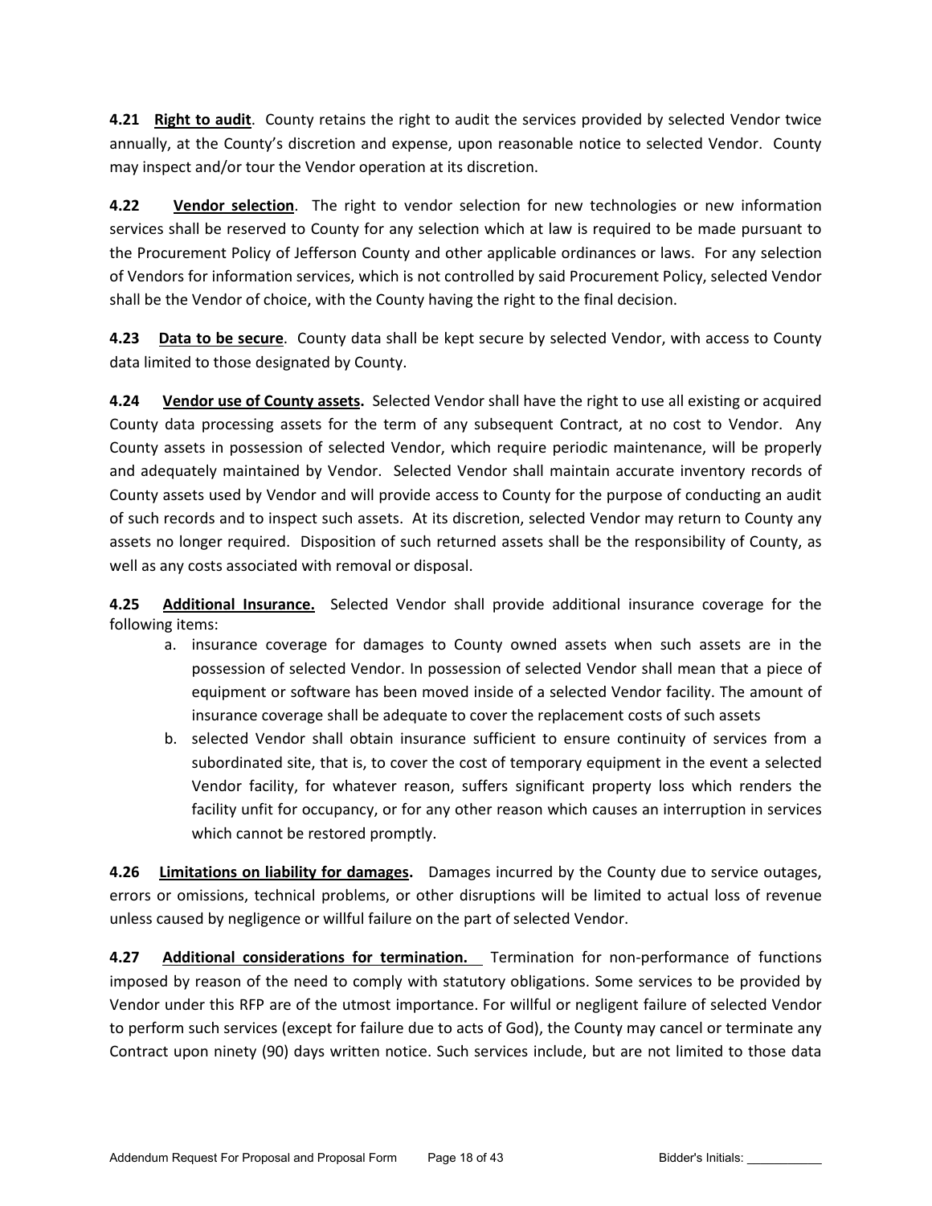**4.21 <u>Right to audit</u>**. County retains the right to audit the services provided by selected Vendor twice annually, at the County's discretion and expense, upon reasonable notice to selected Vendor. County may inspect and/or tour the Vendor operation at its discretion.

**4.22 <u>Vendor selection</u>**. The right to vendor selection for new technologies or new information services shall be reserved to County for any selection which at law is required to be made pursuant to the Procurement Policy of Jefferson County and other applicable ordinances or laws. For any selection of Vendors for information services, which is not controlled by said Procurement Policy, selected Vendor shall be the Vendor of choice, with the County having the right to the final decision.

**4.23 <u>Data to be secure</u>**. County data shall be kept secure by selected Vendor, with access to County data limited to those designated by County.

**4.24 <u>Vendor use of County assets</u>.** Selected Vendor shall have the right to use all existing or acquired County data processing assets for the term of any subsequent Contract, at no cost to Vendor. Any County assets in possession of selected Vendor, which require periodic maintenance, will be properly and adequately maintained by Vendor. Selected Vendor shall maintain accurate inventory records of County assets used by Vendor and will provide access to County for the purpose of conducting an audit of such records and to inspect such assets. At its discretion, selected Vendor may return to County any assets no longer required. Disposition of such returned assets shall be the responsibility of County, as well as any costs associated with removal or disposal.

**4.25 <u>Additional Insurance.</u>** Selected Vendor shall provide additional insurance coverage for the following items:

a. insurance coverage for damages to County owned assets when such assets are in the possession of selected Vendor. In possession of selected Vendor shall mean that a piece of equipment or software has been moved inside of a selected Vendor facility. The amount of insurance coverage shall be adequate to cover the replacement costs of such assets
b. selected Vendor shall obtain insurance sufficient to ensure continuity of services from a subordinated site, that is, to cover the cost of temporary equipment in the event a selected Vendor facility, for whatever reason, suffers significant property loss which renders the facility unfit for occupancy, or for any other reason which causes an interruption in services which cannot be restored promptly.

**4.26 <u>Limitations on liability for damages</u>.** Damages incurred by the County due to service outages, errors or omissions, technical problems, or other disruptions will be limited to actual loss of revenue unless caused by negligence or willful failure on the part of selected Vendor.

**4.27 <u>Additional considerations for termination.</u>** Termination for non-performance of functions imposed by reason of the need to comply with statutory obligations. Some services to be provided by Vendor under this RFP are of the utmost importance. For willful or negligent failure of selected Vendor to perform such services (except for failure due to acts of God), the County may cancel or terminate any Contract upon ninety (90) days written notice. Such services include, but are not limited to those data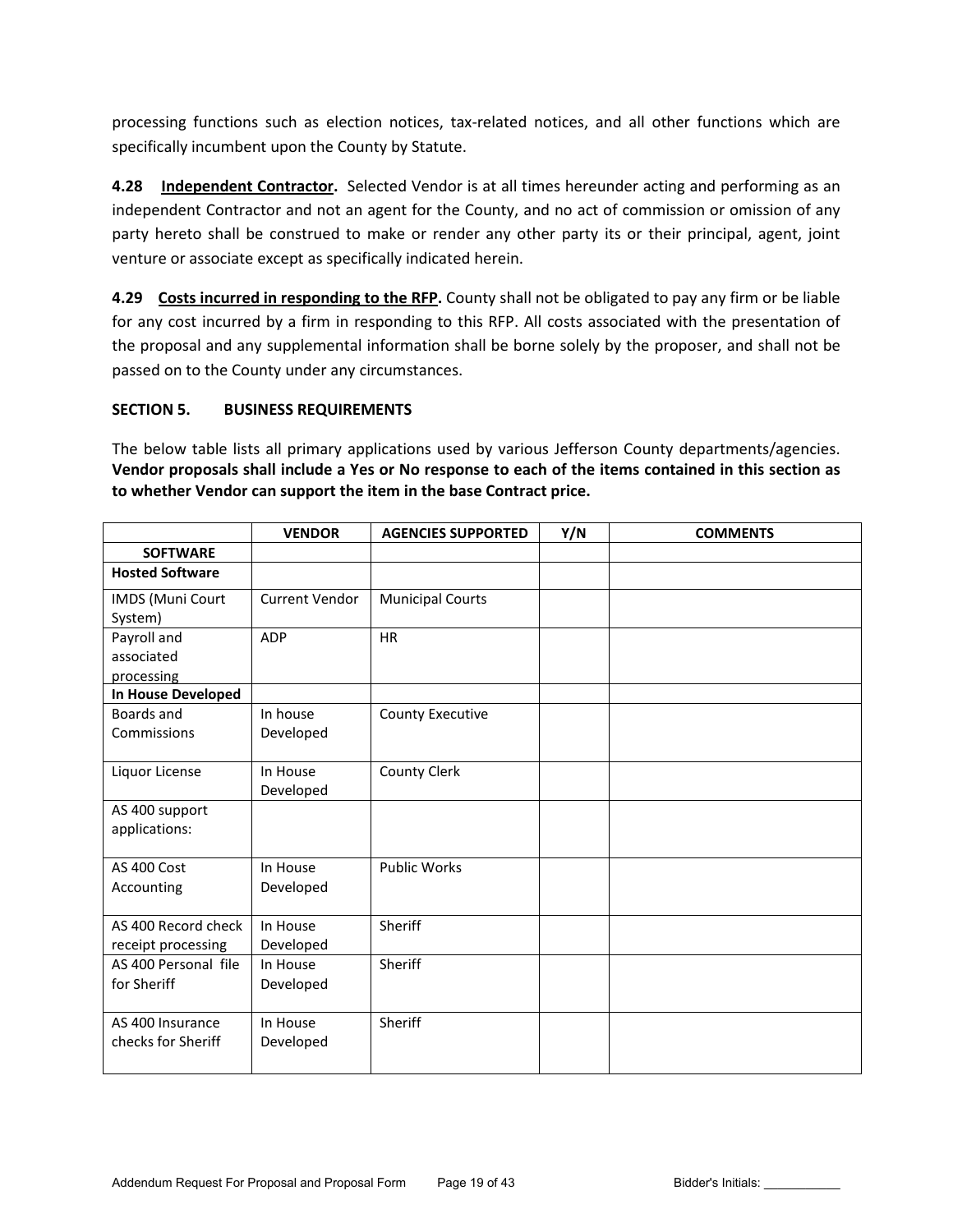processing functions such as election notices, tax-related notices, and all other functions which are specifically incumbent upon the County by Statute.

**4.28 <u>Independent Contractor</u>.** Selected Vendor is at all times hereunder acting and performing as an independent Contractor and not an agent for the County, and no act of commission or omission of any party hereto shall be construed to make or render any other party its or their principal, agent, joint venture or associate except as specifically indicated herein.

**4.29 <u>Costs incurred in responding to the RFP</u>.** County shall not be obligated to pay any firm or be liable for any cost incurred by a firm in responding to this RFP. All costs associated with the presentation of the proposal and any supplemental information shall be borne solely by the proposer, and shall not be passed on to the County under any circumstances.

## SECTION 5. BUSINESS REQUIREMENTS

The below table lists all primary applications used by various Jefferson County departments/agencies. **Vendor proposals shall include a Yes or No response to each of the items contained in this section as to whether Vendor can support the item in the base Contract price.**

| | VENDOR | AGENCIES SUPPORTED | Y/N | COMMENTS |
|---|---|---|---|---|
| **SOFTWARE** | | | | |
| **Hosted Software** | | | | |
| IMDS (Muni Court System) | Current Vendor | Municipal Courts | | |
| Payroll and associated processing | ADP | HR | | |
| **In House Developed** | | | | |
| Boards and Commissions | In house Developed | County Executive | | |
| Liquor License | In House Developed | County Clerk | | |
| AS 400 support applications: | | | | |
| AS 400 Cost Accounting | In House Developed | Public Works | | |
| AS 400 Record check receipt processing | In House Developed | Sheriff | | |
| AS 400 Personal file for Sheriff | In House Developed | Sheriff | | |
| AS 400 Insurance checks for Sheriff | In House Developed | Sheriff | | |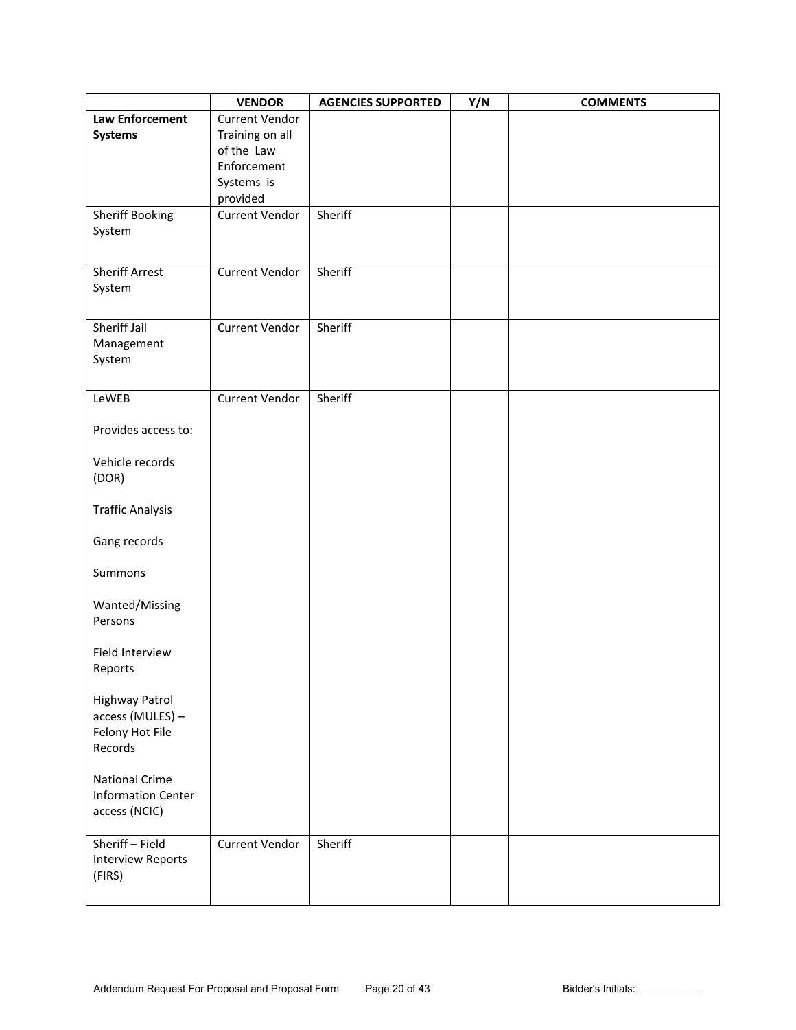| | VENDOR | AGENCIES SUPPORTED | Y/N | COMMENTS |
|---|---|---|---|---|
| **Law Enforcement Systems** | Current Vendor Training on all of the Law Enforcement Systems is provided | | | |
| Sheriff Booking System | Current Vendor | Sheriff | | |
| Sheriff Arrest System | Current Vendor | Sheriff | | |
| Sheriff Jail Management System | Current Vendor | Sheriff | | |
| LeWEB<br><br>Provides access to:<br><br>Vehicle records (DOR)<br><br>Traffic Analysis<br><br>Gang records<br><br>Summons<br><br>Wanted/Missing Persons<br><br>Field Interview Reports<br><br>Highway Patrol access (MULES) – Felony Hot File Records<br><br>National Crime Information Center access (NCIC) | Current Vendor | Sheriff | | |
| Sheriff – Field Interview Reports (FIRS) | Current Vendor | Sheriff | | |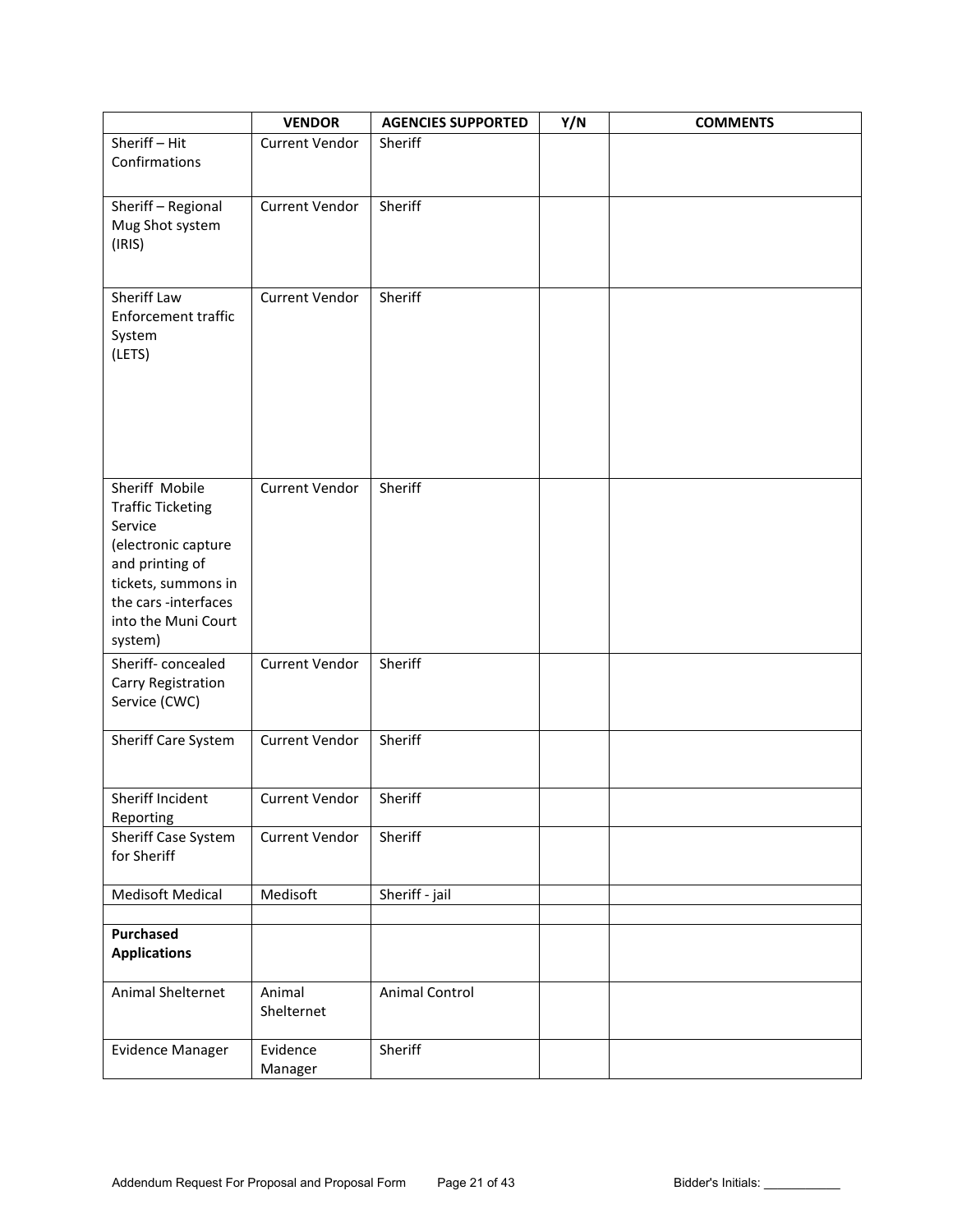| | VENDOR | AGENCIES SUPPORTED | Y/N | COMMENTS |
|---|---|---|---|---|
| Sheriff – Hit Confirmations | Current Vendor | Sheriff | | |
| Sheriff – Regional Mug Shot system (IRIS) | Current Vendor | Sheriff | | |
| Sheriff Law Enforcement traffic System (LETS) | Current Vendor | Sheriff | | |
| Sheriff Mobile Traffic Ticketing Service (electronic capture and printing of tickets, summons in the cars -interfaces into the Muni Court system) | Current Vendor | Sheriff | | |
| Sheriff- concealed Carry Registration Service (CWC) | Current Vendor | Sheriff | | |
| Sheriff Care System | Current Vendor | Sheriff | | |
| Sheriff Incident Reporting | Current Vendor | Sheriff | | |
| Sheriff Case System for Sheriff | Current Vendor | Sheriff | | |
| Medisoft Medical | Medisoft | Sheriff - jail | | |
| | | | | |
| **Purchased Applications** | | | | |
| Animal Shelternet | Animal Shelternet | Animal Control | | |
| Evidence Manager | Evidence Manager | Sheriff | | |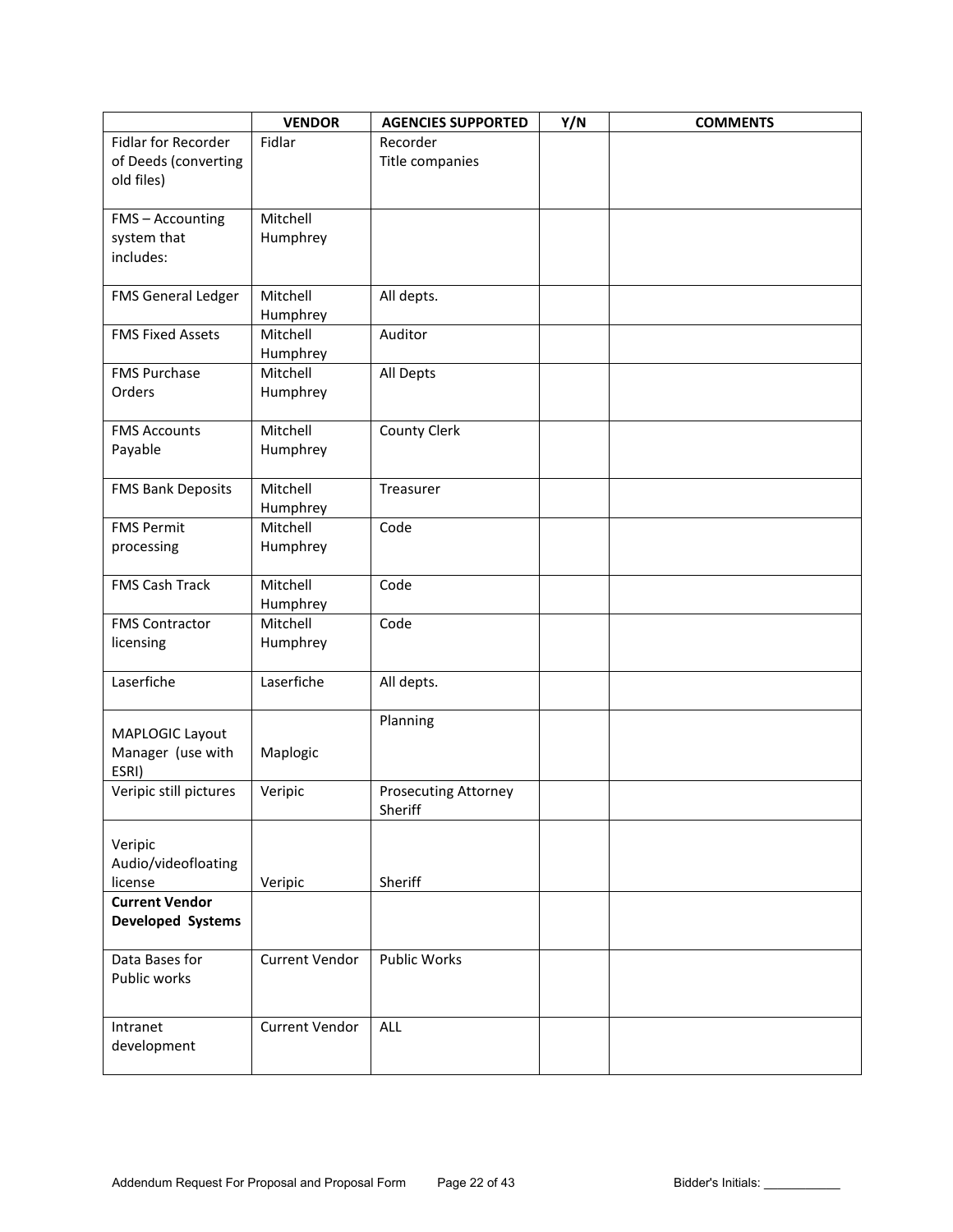| | VENDOR | AGENCIES SUPPORTED | Y/N | COMMENTS |
|---|---|---|---|---|
| Fidlar for Recorder of Deeds (converting old files) | Fidlar | Recorder<br>Title companies | | |
| FMS – Accounting system that includes: | Mitchell Humphrey | | | |
| FMS General Ledger | Mitchell Humphrey | All depts. | | |
| FMS Fixed Assets | Mitchell Humphrey | Auditor | | |
| FMS Purchase Orders | Mitchell Humphrey | All Depts | | |
| FMS Accounts Payable | Mitchell Humphrey | County Clerk | | |
| FMS Bank Deposits | Mitchell Humphrey | Treasurer | | |
| FMS Permit processing | Mitchell Humphrey | Code | | |
| FMS Cash Track | Mitchell Humphrey | Code | | |
| FMS Contractor licensing | Mitchell Humphrey | Code | | |
| Laserfiche | Laserfiche | All depts. | | |
| MAPLOGIC Layout Manager (use with ESRI) | Maplogic | Planning | | |
| Veripic still pictures | Veripic | Prosecuting Attorney<br>Sheriff | | |
| Veripic Audio/videofloating license | Veripic | Sheriff | | |
| **Current Vendor Developed Systems** | | | | |
| Data Bases for Public works | Current Vendor | Public Works | | |
| Intranet development | Current Vendor | ALL | | |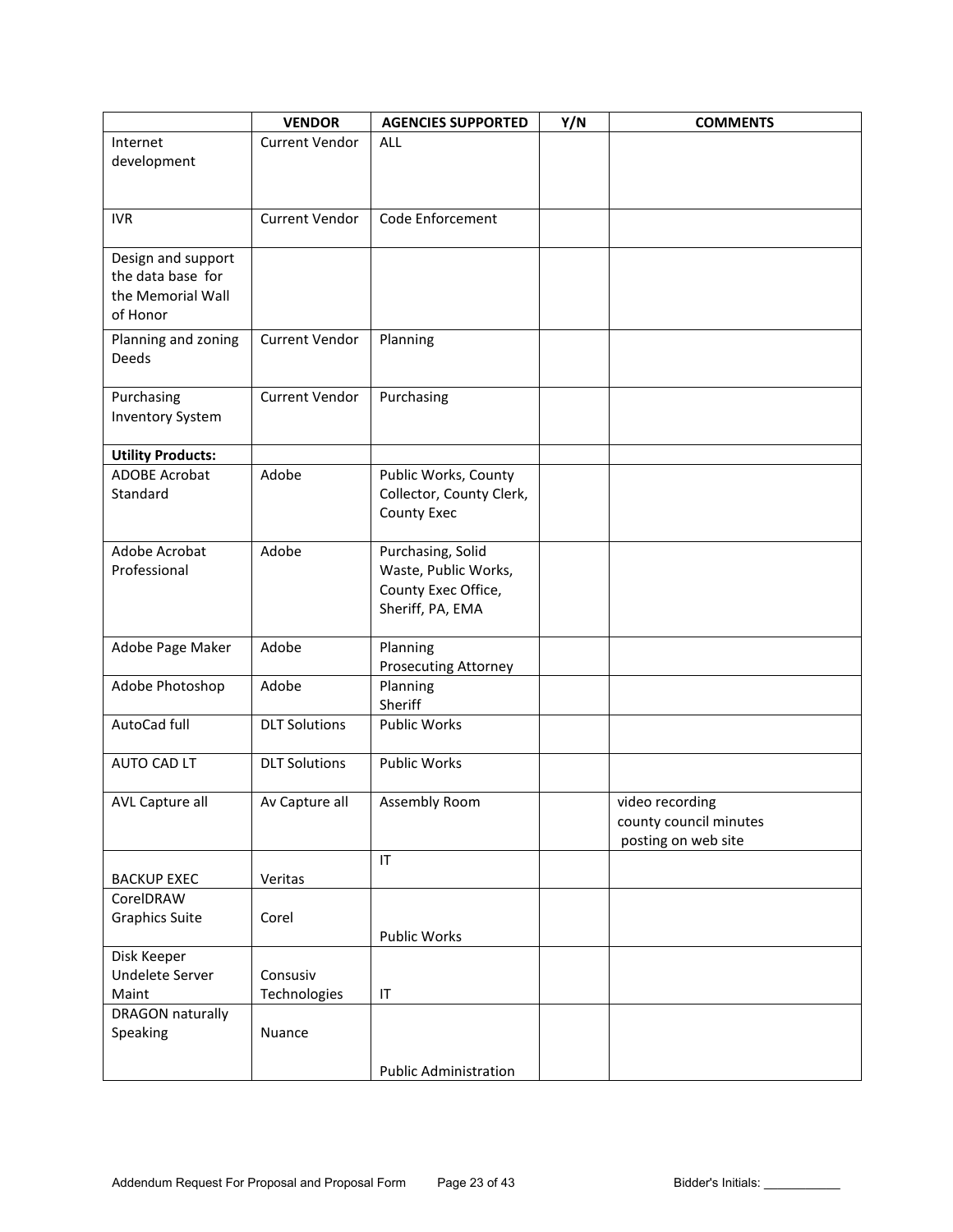| | VENDOR | AGENCIES SUPPORTED | Y/N | COMMENTS |
|---|---|---|---|---|
| Internet development | Current Vendor | ALL | | |
| IVR | Current Vendor | Code Enforcement | | |
| Design and support the data base for the Memorial Wall of Honor | | | | |
| Planning and zoning Deeds | Current Vendor | Planning | | |
| Purchasing Inventory System | Current Vendor | Purchasing | | |
| **Utility Products:** | | | | |
| ADOBE Acrobat Standard | Adobe | Public Works, County Collector, County Clerk, County Exec | | |
| Adobe Acrobat Professional | Adobe | Purchasing, Solid Waste, Public Works, County Exec Office, Sheriff, PA, EMA | | |
| Adobe Page Maker | Adobe | Planning<br>Prosecuting Attorney | | |
| Adobe Photoshop | Adobe | Planning<br>Sheriff | | |
| AutoCad full | DLT Solutions | Public Works | | |
| AUTO CAD LT | DLT Solutions | Public Works | | |
| AVL Capture all | Av Capture all | Assembly Room | | video recording county council minutes posting on web site |
| BACKUP EXEC | Veritas | IT | | |
| CorelDRAW Graphics Suite | Corel | Public Works | | |
| Disk Keeper Undelete Server Maint | Consusiv Technologies | IT | | |
| DRAGON naturally Speaking | Nuance | Public Administration | | |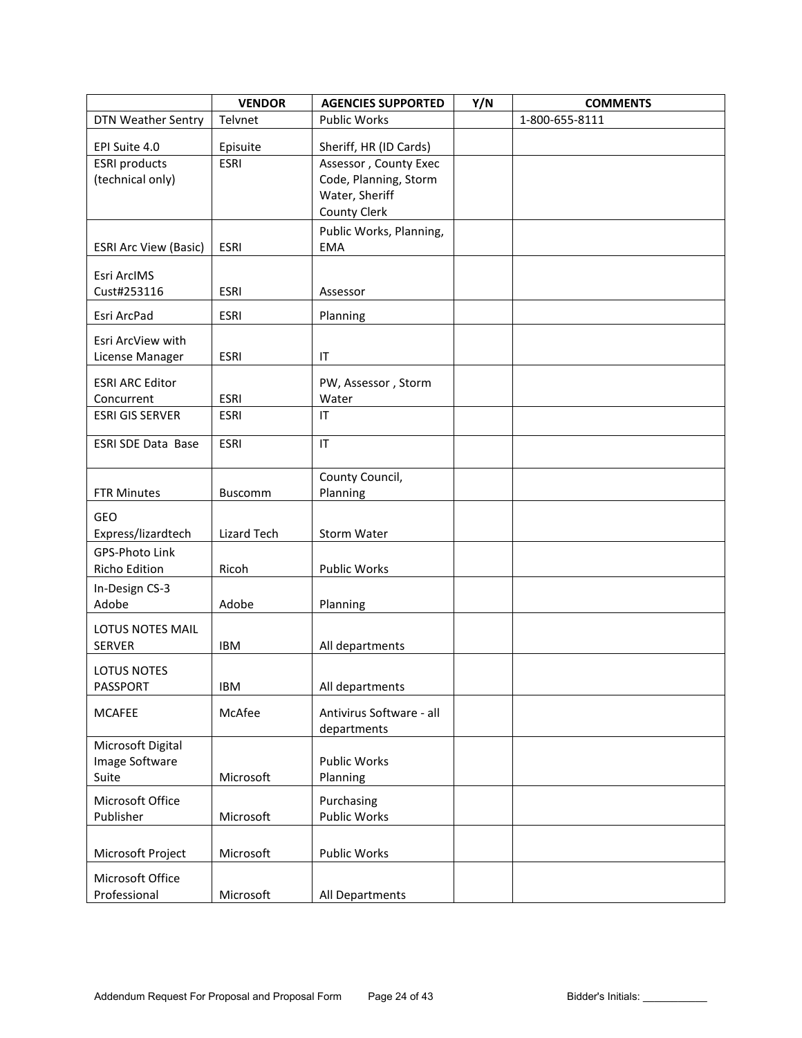| | VENDOR | AGENCIES SUPPORTED | Y/N | COMMENTS |
|---|---|---|---|---|
| DTN Weather Sentry | Telvnet | Public Works | | 1-800-655-8111 |
| EPI Suite 4.0 | Episuite | Sheriff, HR (ID Cards) | | |
| ESRI products (technical only) | ESRI | Assessor , County Exec Code, Planning, Storm Water, Sheriff County Clerk | | |
| ESRI Arc View (Basic) | ESRI | Public Works, Planning, EMA | | |
| Esri ArcIMS Cust#253116 | ESRI | Assessor | | |
| Esri ArcPad | ESRI | Planning | | |
| Esri ArcView with License Manager | ESRI | IT | | |
| ESRI ARC Editor Concurrent | ESRI | PW, Assessor , Storm Water | | |
| ESRI GIS SERVER | ESRI | IT | | |
| ESRI SDE Data Base | ESRI | IT | | |
| FTR Minutes | Buscomm | County Council, Planning | | |
| GEO Express/lizardtech | Lizard Tech | Storm Water | | |
| GPS-Photo Link Richo Edition | Ricoh | Public Works | | |
| In-Design CS-3 Adobe | Adobe | Planning | | |
| LOTUS NOTES MAIL SERVER | IBM | All departments | | |
| LOTUS NOTES PASSPORT | IBM | All departments | | |
| MCAFEE | McAfee | Antivirus Software - all departments | | |
| Microsoft Digital Image Software Suite | Microsoft | Public Works Planning | | |
| Microsoft Office Publisher | Microsoft | Purchasing Public Works | | |
| Microsoft Project | Microsoft | Public Works | | |
| Microsoft Office Professional | Microsoft | All Departments | | |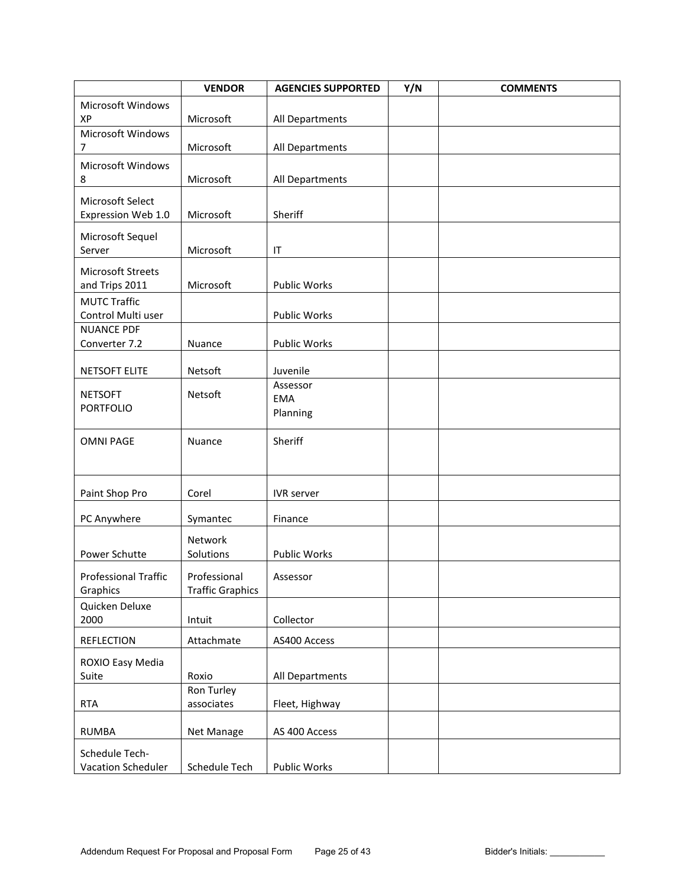| | VENDOR | AGENCIES SUPPORTED | Y/N | COMMENTS |
|---|---|---|---|---|
| Microsoft Windows XP | Microsoft | All Departments | | |
| Microsoft Windows 7 | Microsoft | All Departments | | |
| Microsoft Windows 8 | Microsoft | All Departments | | |
| Microsoft Select Expression Web 1.0 | Microsoft | Sheriff | | |
| Microsoft Sequel Server | Microsoft | IT | | |
| Microsoft Streets and Trips 2011 | Microsoft | Public Works | | |
| MUTC Traffic Control Multi user | | Public Works | | |
| NUANCE PDF Converter 7.2 | Nuance | Public Works | | |
| NETSOFT ELITE | Netsoft | Juvenile | | |
| NETSOFT PORTFOLIO | Netsoft | Assessor<br>EMA<br>Planning | | |
| OMNI PAGE | Nuance | Sheriff | | |
| Paint Shop Pro | Corel | IVR server | | |
| PC Anywhere | Symantec | Finance | | |
| Power Schutte | Network Solutions | Public Works | | |
| Professional Traffic Graphics | Professional Traffic Graphics | Assessor | | |
| Quicken Deluxe 2000 | Intuit | Collector | | |
| REFLECTION | Attachmate | AS400 Access | | |
| ROXIO Easy Media Suite | Roxio | All Departments | | |
| RTA | Ron Turley associates | Fleet, Highway | | |
| RUMBA | Net Manage | AS 400 Access | | |
| Schedule Tech-Vacation Scheduler | Schedule Tech | Public Works | | |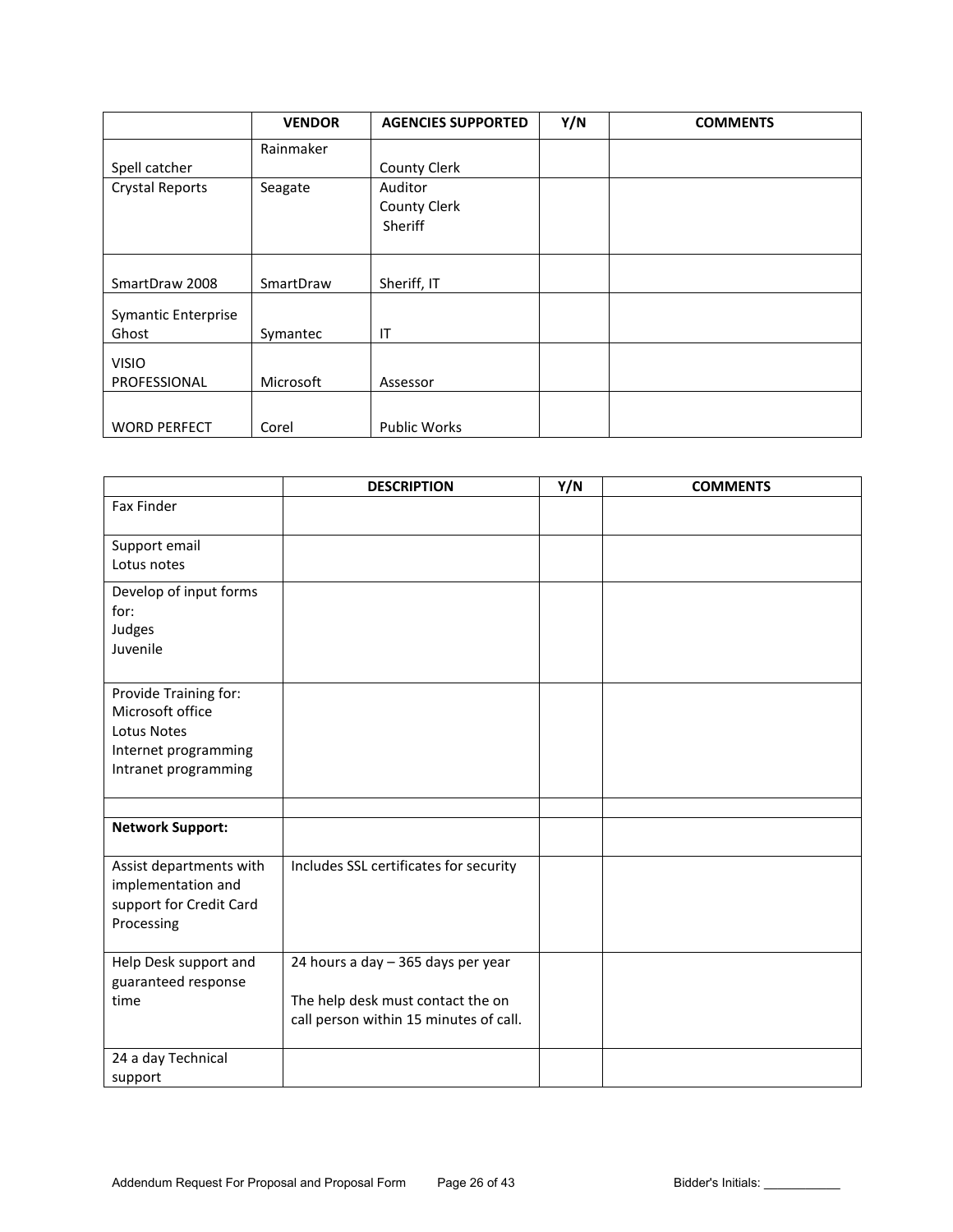| | VENDOR | AGENCIES SUPPORTED | Y/N | COMMENTS |
|---|---|---|---|---|
| Spell catcher | Rainmaker | County Clerk | | |
| Crystal Reports | Seagate | Auditor<br>County Clerk<br>Sheriff | | |
| SmartDraw 2008 | SmartDraw | Sheriff, IT | | |
| Symantic Enterprise Ghost | Symantec | IT | | |
| VISIO PROFESSIONAL | Microsoft | Assessor | | |
| WORD PERFECT | Corel | Public Works | | |

| | DESCRIPTION | Y/N | COMMENTS |
|---|---|---|---|
| Fax Finder | | | |
| Support email<br>Lotus notes | | | |
| Develop of input forms for:<br>Judges<br>Juvenile | | | |
| Provide Training for:<br>Microsoft office<br>Lotus Notes<br>Internet programming<br>Intranet programming | | | |
| | | | |
| **Network Support:** | | | |
| Assist departments with implementation and support for Credit Card Processing | Includes SSL certificates for security | | |
| Help Desk support and guaranteed response time | 24 hours a day – 365 days per year<br><br>The help desk must contact the on call person within 15 minutes of call. | | |
| 24 a day Technical support | | | |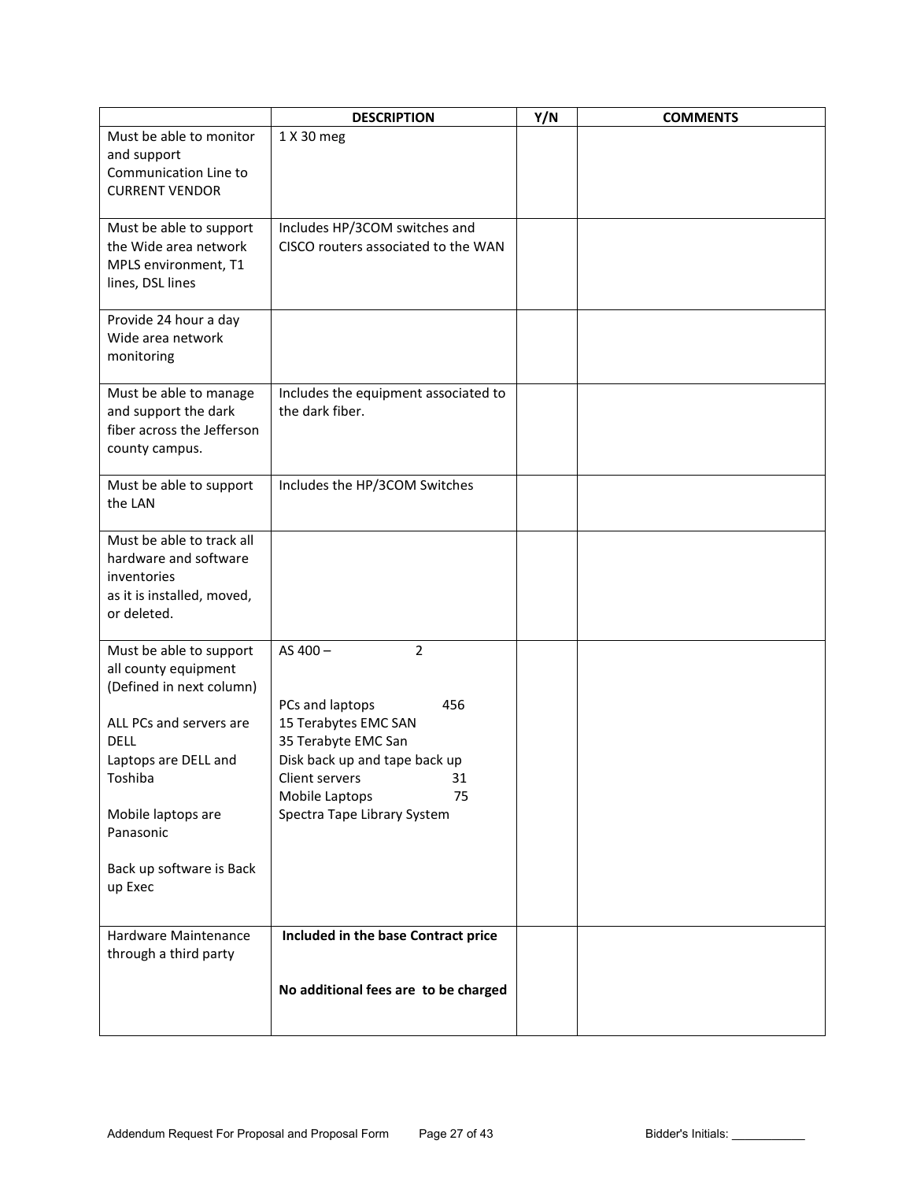| | DESCRIPTION | Y/N | COMMENTS |
|---|---|---|---|
| Must be able to monitor and support Communication Line to CURRENT VENDOR | 1 X 30 meg | | |
| Must be able to support the Wide area network MPLS environment, T1 lines, DSL lines | Includes HP/3COM switches and CISCO routers associated to the WAN | | |
| Provide 24 hour a day Wide area network monitoring | | | |
| Must be able to manage and support the dark fiber across the Jefferson county campus. | Includes the equipment associated to the dark fiber. | | |
| Must be able to support the LAN | Includes the HP/3COM Switches | | |
| Must be able to track all hardware and software inventories as it is installed, moved, or deleted. | | | |
| Must be able to support all county equipment (Defined in next column)<br><br>ALL PCs and servers are DELL<br>Laptops are DELL and Toshiba<br><br>Mobile laptops are Panasonic<br><br>Back up software is Back up Exec | AS 400 – 2<br><br>PCs and laptops 456<br>15 Terabytes EMC SAN<br>35 Terabyte EMC San<br>Disk back up and tape back up<br>Client servers 31<br>Mobile Laptops 75<br>Spectra Tape Library System | | |
| Hardware Maintenance through a third party | **Included in the base Contract price**<br><br>**No additional fees are to be charged** | | |

Bidder's Initials: ___________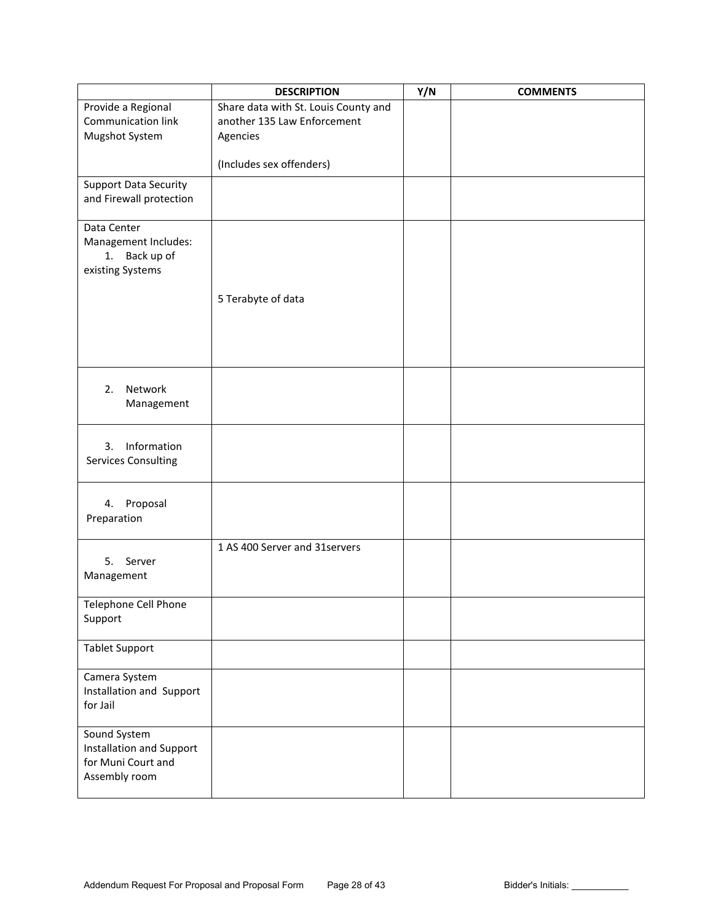| | DESCRIPTION | Y/N | COMMENTS |
|---|---|---|---|
| Provide a Regional Communication link Mugshot System | Share data with St. Louis County and another 135 Law Enforcement Agencies<br><br>(Includes sex offenders) | | |
| Support Data Security and Firewall protection | | | |
| Data Center Management Includes:<br>1. Back up of existing Systems | 5 Terabyte of data | | |
| 2. Network Management | | | |
| 3. Information Services Consulting | | | |
| 4. Proposal Preparation | | | |
| 5. Server Management | 1 AS 400 Server and 31servers | | |
| Telephone Cell Phone Support | | | |
| Tablet Support | | | |
| Camera System Installation and Support for Jail | | | |
| Sound System Installation and Support for Muni Court and Assembly room | | | |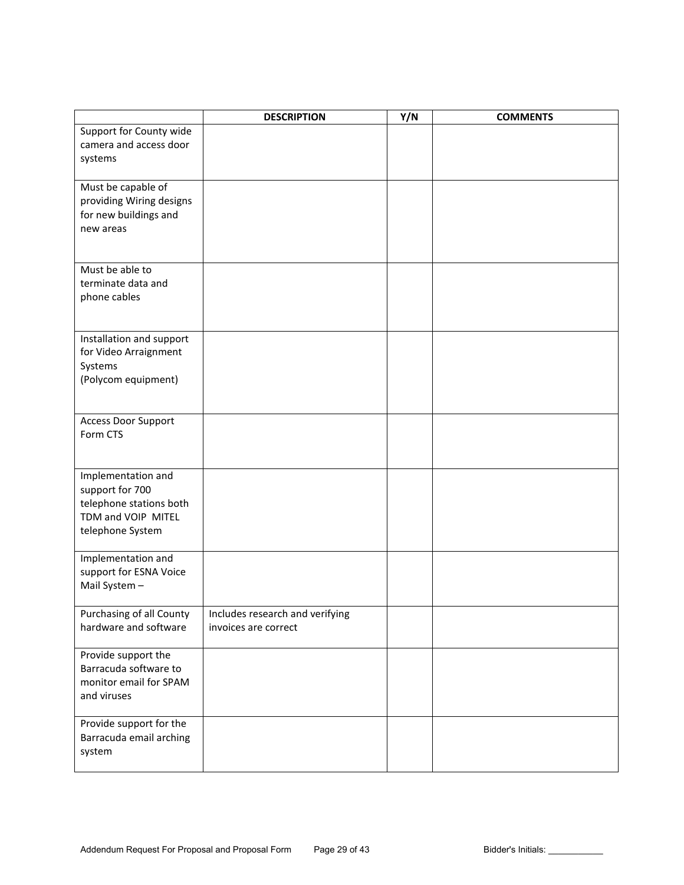| | DESCRIPTION | Y/N | COMMENTS |
|---|---|---|---|
| Support for County wide camera and access door systems | | | |
| Must be capable of providing Wiring designs for new buildings and new areas | | | |
| Must be able to terminate data and phone cables | | | |
| Installation and support for Video Arraignment Systems (Polycom equipment) | | | |
| Access Door Support Form CTS | | | |
| Implementation and support for 700 telephone stations both TDM and VOIP MITEL telephone System | | | |
| Implementation and support for ESNA Voice Mail System – | | | |
| Purchasing of all County hardware and software | Includes research and verifying invoices are correct | | |
| Provide support the Barracuda software to monitor email for SPAM and viruses | | | |
| Provide support for the Barracuda email arching system | | | |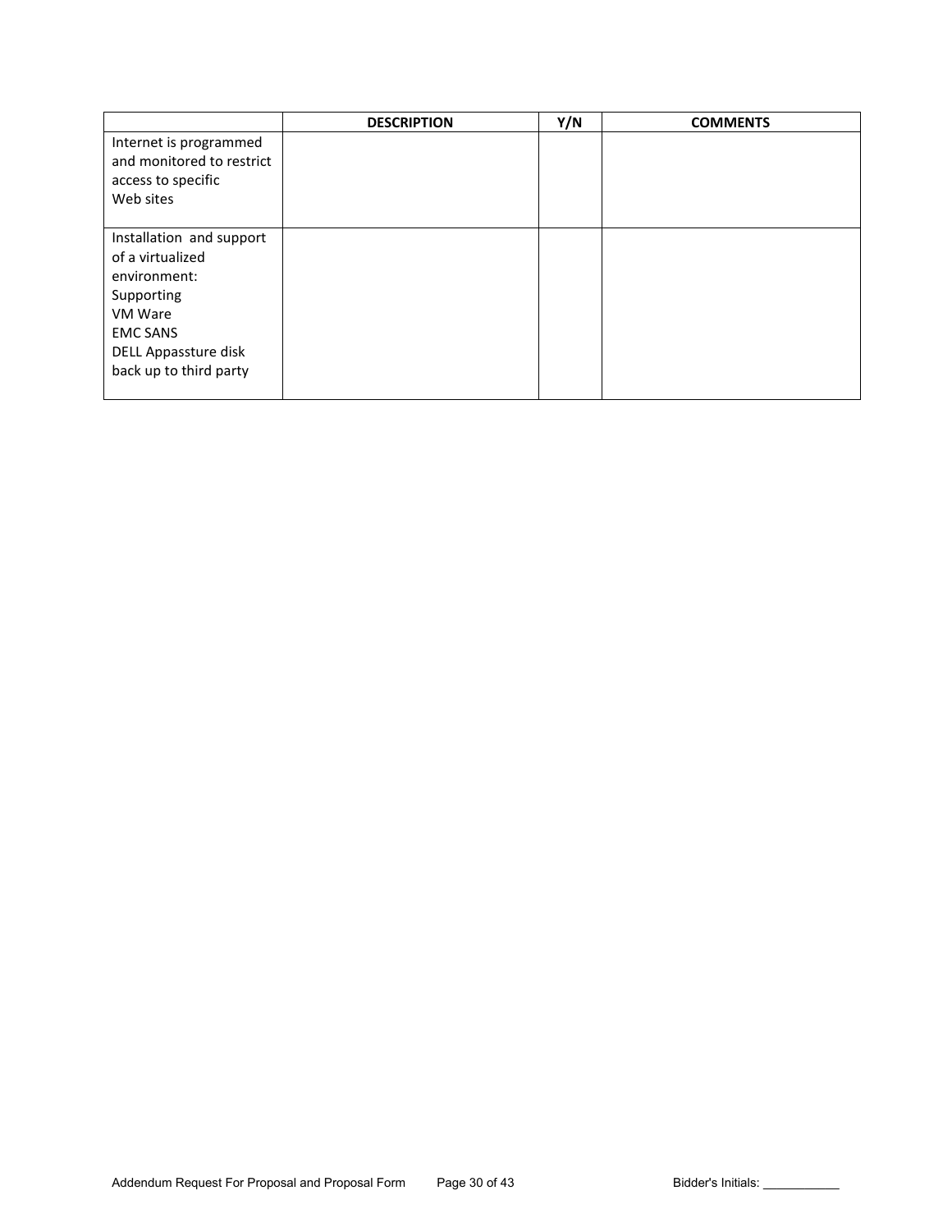| | DESCRIPTION | Y/N | COMMENTS |
|---|---|---|---|
| Internet is programmed and monitored to restrict access to specific Web sites | | | |
| Installation and support of a virtualized environment: Supporting VM Ware EMC SANS DELL Appassture disk back up to third party | | | |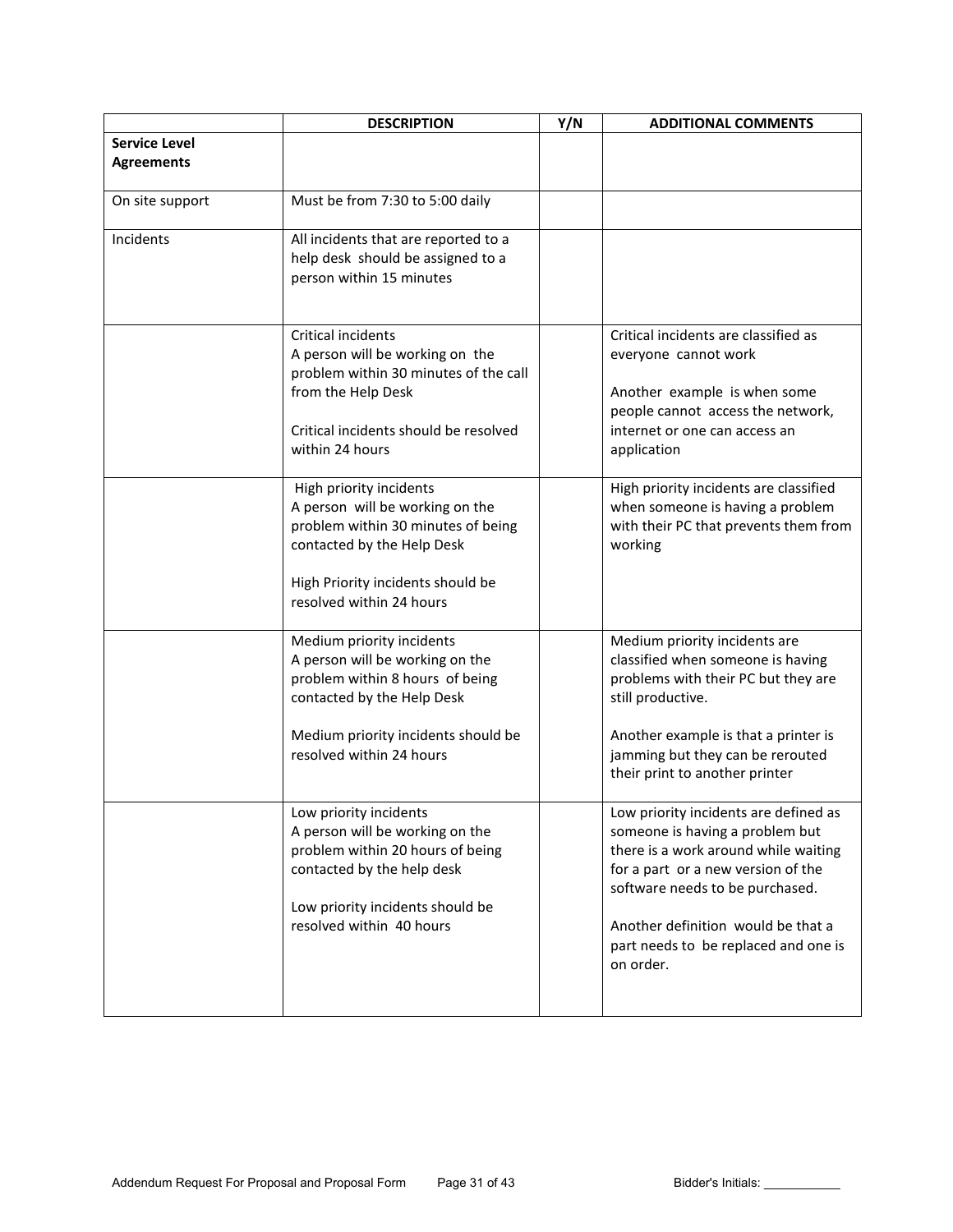| | DESCRIPTION | Y/N | ADDITIONAL COMMENTS |
|---|---|---|---|
| **Service Level Agreements** | | | |
| On site support | Must be from 7:30 to 5:00 daily | | |
| Incidents | All incidents that are reported to a help desk should be assigned to a person within 15 minutes | | |
| | Critical incidents<br>A person will be working on the problem within 30 minutes of the call from the Help Desk<br><br>Critical incidents should be resolved within 24 hours | | Critical incidents are classified as everyone cannot work<br><br>Another example is when some people cannot access the network, internet or one can access an application |
| | High priority incidents<br>A person will be working on the problem within 30 minutes of being contacted by the Help Desk<br><br>High Priority incidents should be resolved within 24 hours | | High priority incidents are classified when someone is having a problem with their PC that prevents them from working |
| | Medium priority incidents<br>A person will be working on the problem within 8 hours of being contacted by the Help Desk<br><br>Medium priority incidents should be resolved within 24 hours | | Medium priority incidents are classified when someone is having problems with their PC but they are still productive.<br><br>Another example is that a printer is jamming but they can be rerouted their print to another printer |
| | Low priority incidents<br>A person will be working on the problem within 20 hours of being contacted by the help desk<br><br>Low priority incidents should be resolved within 40 hours | | Low priority incidents are defined as someone is having a problem but there is a work around while waiting for a part or a new version of the software needs to be purchased.<br><br>Another definition would be that a part needs to be replaced and one is on order. |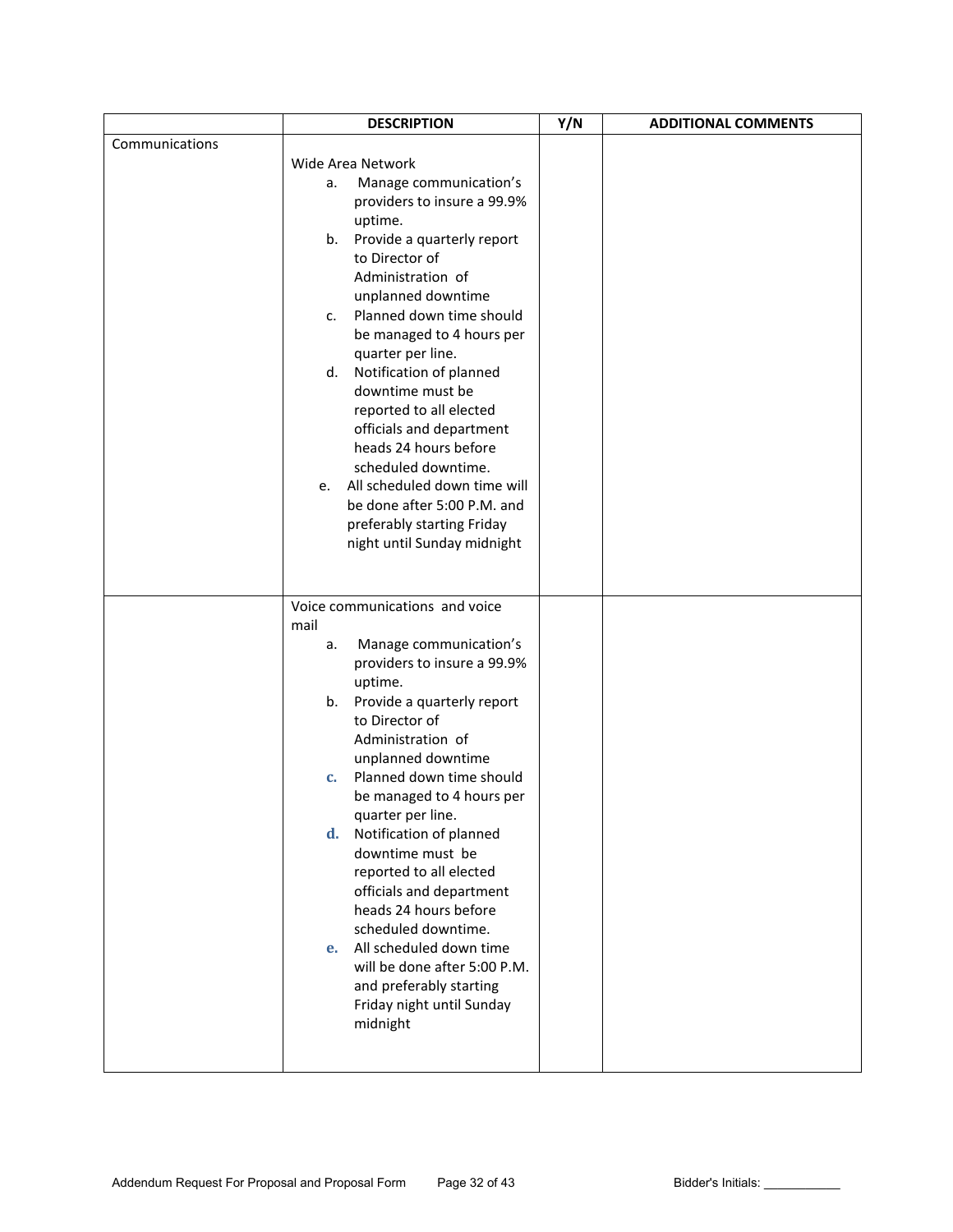|  | DESCRIPTION | Y/N | ADDITIONAL COMMENTS |
|---|---|---|---|
| Communications | Wide Area Network<br>a. Manage communication's providers to insure a 99.9% uptime.<br>b. Provide a quarterly report to Director of Administration of unplanned downtime<br>c. Planned down time should be managed to 4 hours per quarter per line.<br>d. Notification of planned downtime must be reported to all elected officials and department heads 24 hours before scheduled downtime.<br>e. All scheduled down time will be done after 5:00 P.M. and preferably starting Friday night until Sunday midnight |  |  |
|  | Voice communications and voice mail<br>a. Manage communication's providers to insure a 99.9% uptime.<br>b. Provide a quarterly report to Director of Administration of unplanned downtime<br>c. Planned down time should be managed to 4 hours per quarter per line.<br>d. Notification of planned downtime must be reported to all elected officials and department heads 24 hours before scheduled downtime.<br>e. All scheduled down time will be done after 5:00 P.M. and preferably starting Friday night until Sunday midnight |  |  |

Bidder's Initials: ___________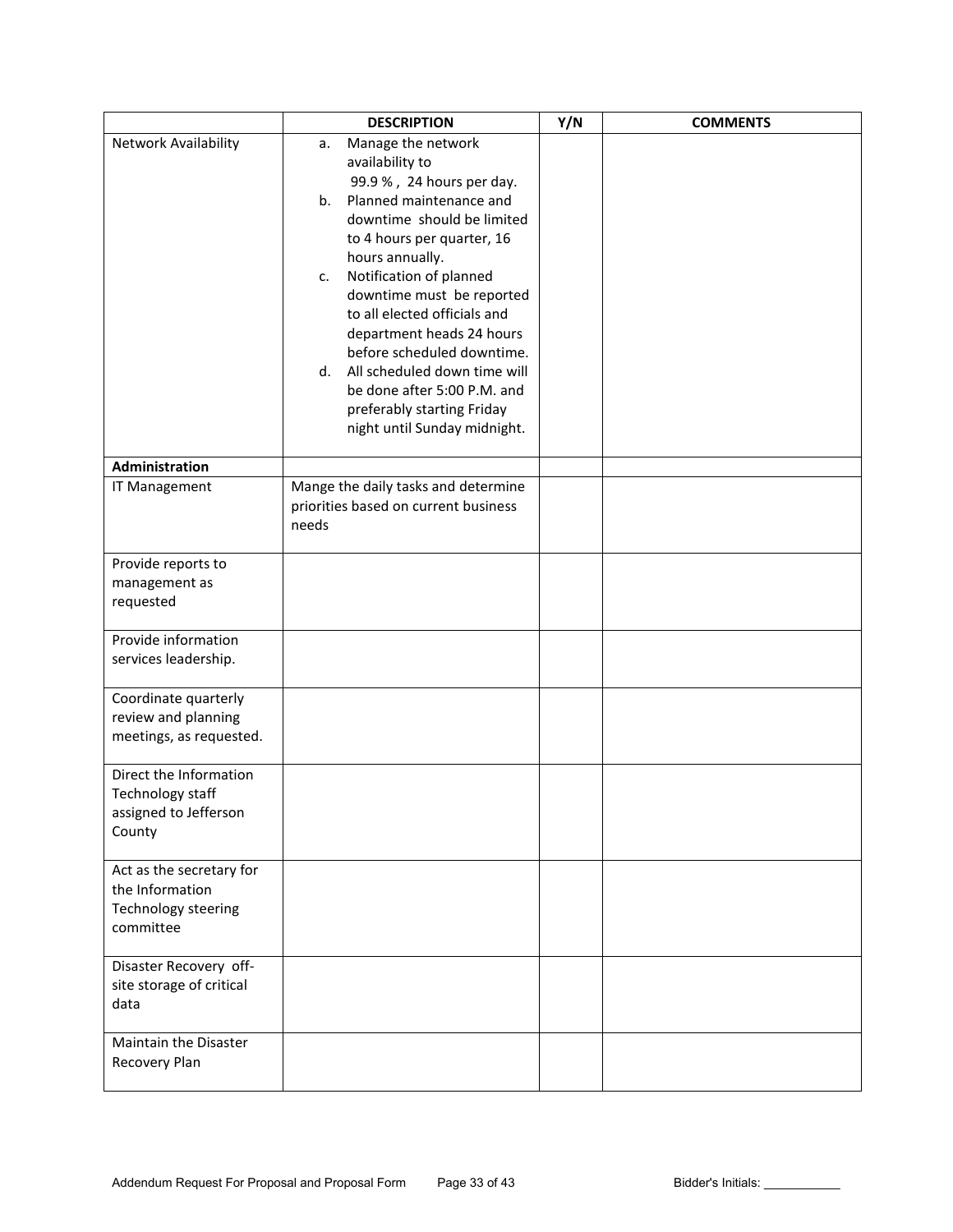| | DESCRIPTION | Y/N | COMMENTS |
|---|---|---|---|
| Network Availability | a. Manage the network availability to 99.9 % , 24 hours per day.<br>b. Planned maintenance and downtime should be limited to 4 hours per quarter, 16 hours annually.<br>c. Notification of planned downtime must be reported to all elected officials and department heads 24 hours before scheduled downtime.<br>d. All scheduled down time will be done after 5:00 P.M. and preferably starting Friday night until Sunday midnight. | | |
| **Administration** | | | |
| IT Management | Mange the daily tasks and determine priorities based on current business needs | | |
| Provide reports to management as requested | | | |
| Provide information services leadership. | | | |
| Coordinate quarterly review and planning meetings, as requested. | | | |
| Direct the Information Technology staff assigned to Jefferson County | | | |
| Act as the secretary for the Information Technology steering committee | | | |
| Disaster Recovery off-site storage of critical data | | | |
| Maintain the Disaster Recovery Plan | | | |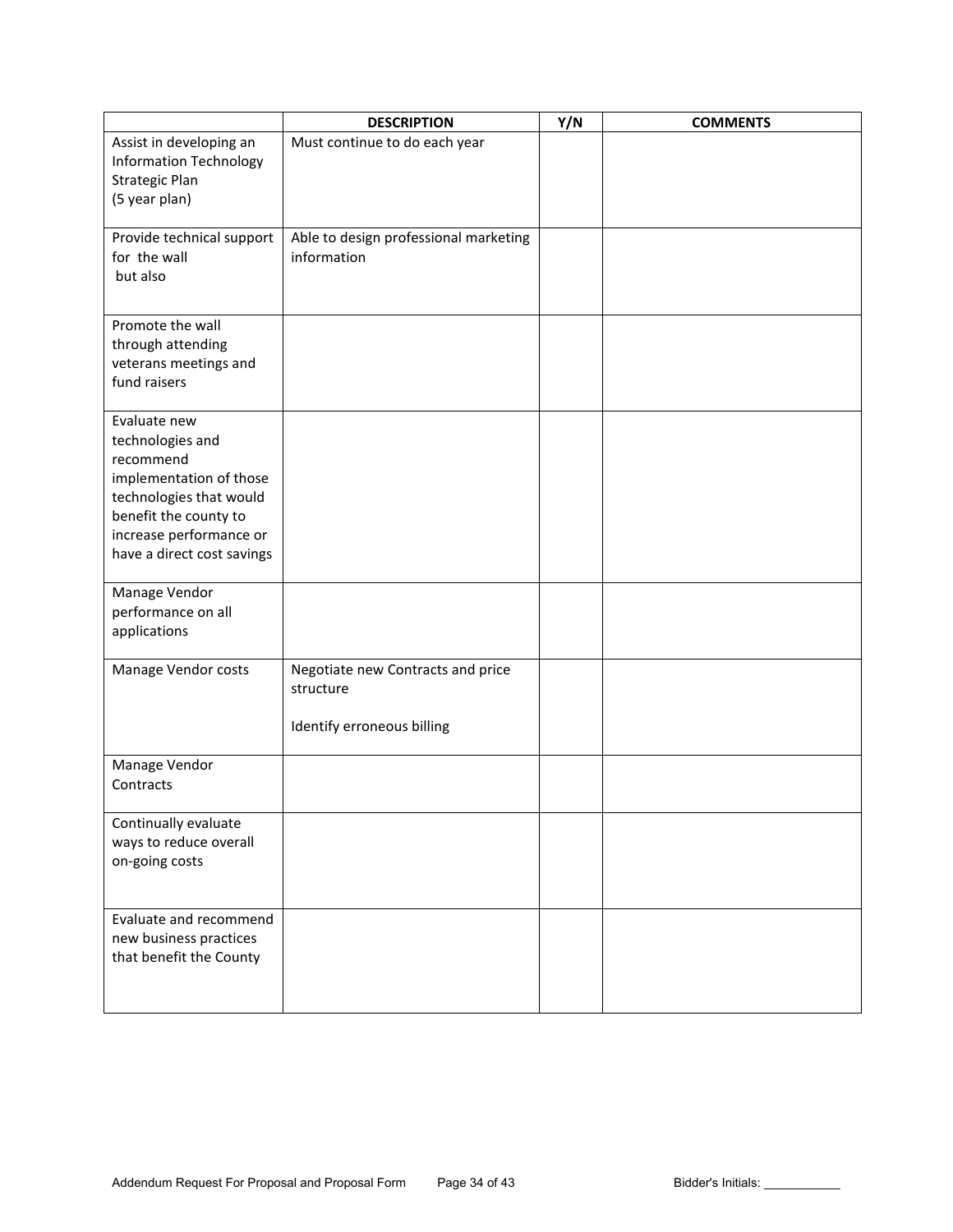| | DESCRIPTION | Y/N | COMMENTS |
|---|---|---|---|
| Assist in developing an Information Technology Strategic Plan (5 year plan) | Must continue to do each year | | |
| Provide technical support for the wall but also | Able to design professional marketing information | | |
| Promote the wall through attending veterans meetings and fund raisers | | | |
| Evaluate new technologies and recommend implementation of those technologies that would benefit the county to increase performance or have a direct cost savings | | | |
| Manage Vendor performance on all applications | | | |
| Manage Vendor costs | Negotiate new Contracts and price structure<br><br>Identify erroneous billing | | |
| Manage Vendor Contracts | | | |
| Continually evaluate ways to reduce overall on-going costs | | | |
| Evaluate and recommend new business practices that benefit the County | | | |

Addendum Request For Proposal and Proposal Form

Bidder's Initials: ___________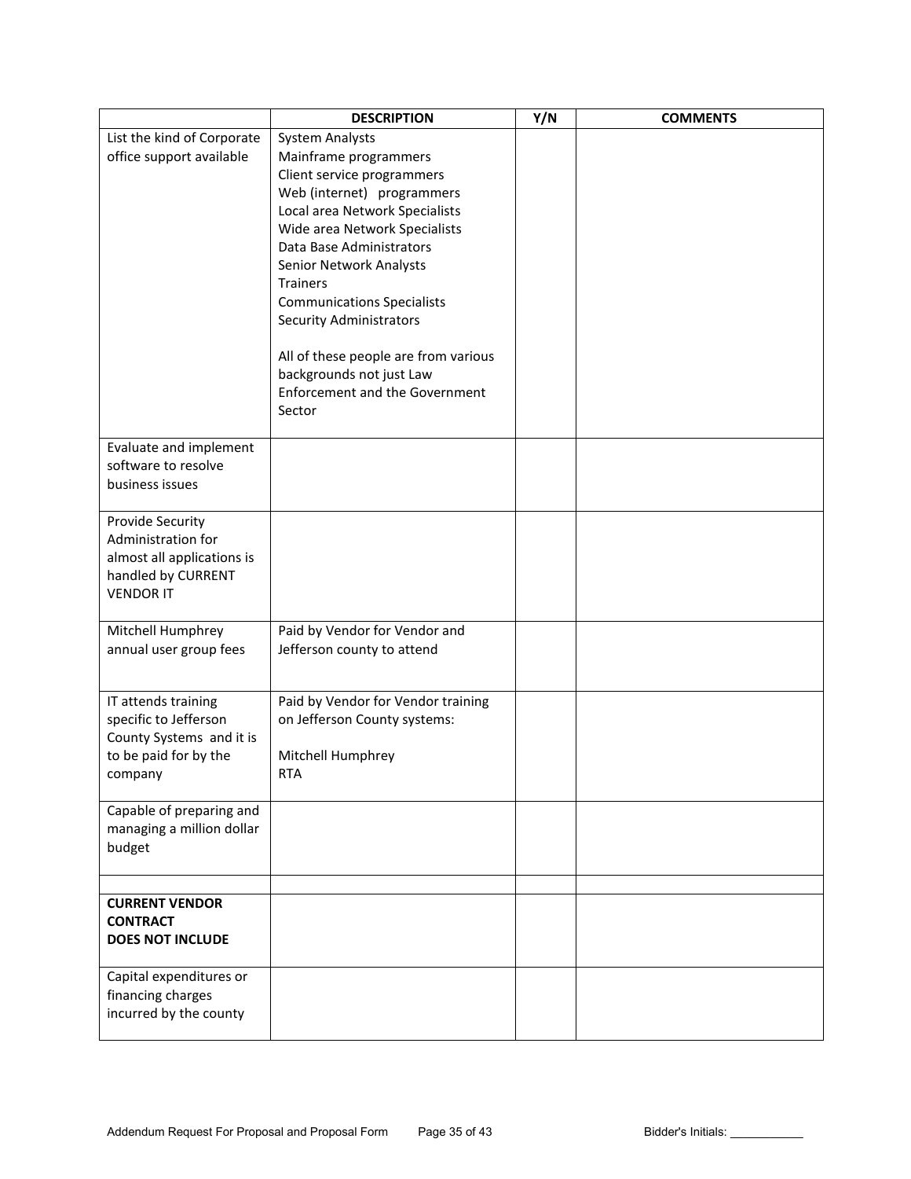| | DESCRIPTION | Y/N | COMMENTS |
|---|---|---|---|
| List the kind of Corporate office support available | System Analysts<br>Mainframe programmers<br>Client service programmers<br>Web (internet) programmers<br>Local area Network Specialists<br>Wide area Network Specialists<br>Data Base Administrators<br>Senior Network Analysts<br>Trainers<br>Communications Specialists<br>Security Administrators<br><br>All of these people are from various backgrounds not just Law Enforcement and the Government Sector | | |
| Evaluate and implement software to resolve business issues | | | |
| Provide Security Administration for almost all applications is handled by CURRENT VENDOR IT | | | |
| Mitchell Humphrey annual user group fees | Paid by Vendor for Vendor and Jefferson county to attend | | |
| IT attends training specific to Jefferson County Systems and it is to be paid for by the company | Paid by Vendor for Vendor training on Jefferson County systems:<br><br>Mitchell Humphrey<br>RTA | | |
| Capable of preparing and managing a million dollar budget | | | |
| | | | |
| **CURRENT VENDOR CONTRACT DOES NOT INCLUDE** | | | |
| Capital expenditures or financing charges incurred by the county | | | |

Bidder's Initials: ___________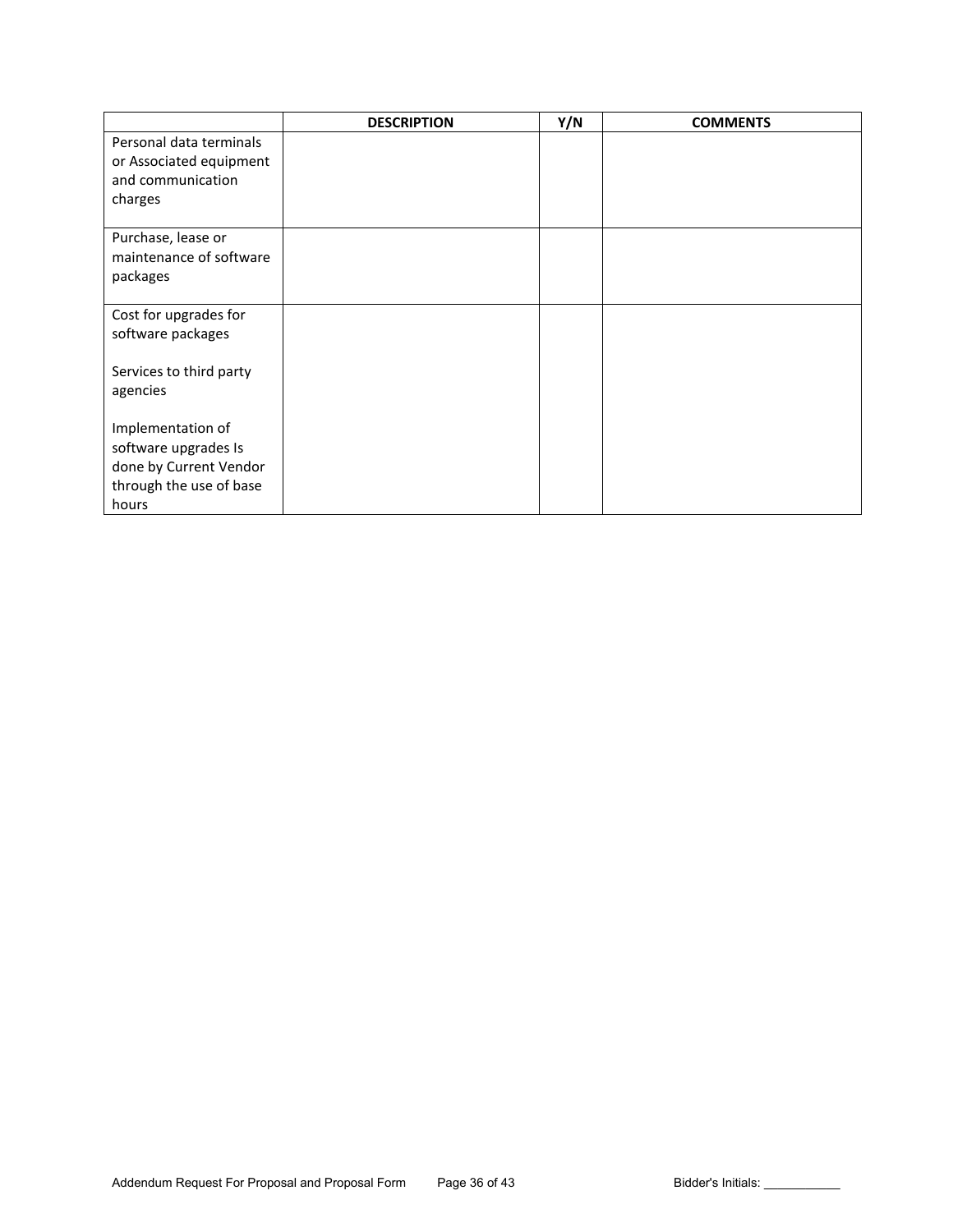| | DESCRIPTION | Y/N | COMMENTS |
|---|---|---|---|
| Personal data terminals or Associated equipment and communication charges | | | |
| Purchase, lease or maintenance of software packages | | | |
| Cost for upgrades for software packages<br><br>Services to third party agencies<br><br>Implementation of software upgrades Is done by Current Vendor through the use of base hours | | | |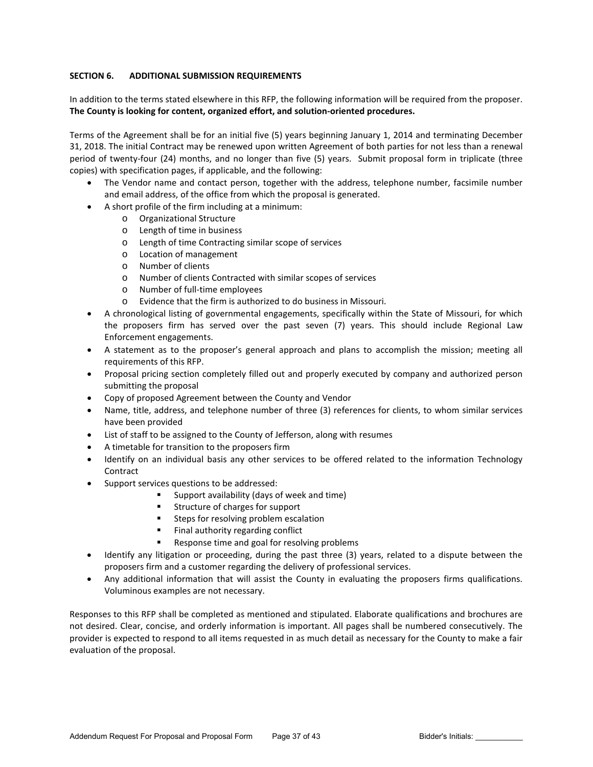## SECTION 6. ADDITIONAL SUBMISSION REQUIREMENTS

In addition to the terms stated elsewhere in this RFP, the following information will be required from the proposer. **The County is looking for content, organized effort, and solution-oriented procedures.**

Terms of the Agreement shall be for an initial five (5) years beginning January 1, 2014 and terminating December 31, 2018. The initial Contract may be renewed upon written Agreement of both parties for not less than a renewal period of twenty-four (24) months, and no longer than five (5) years. Submit proposal form in triplicate (three copies) with specification pages, if applicable, and the following:

- The Vendor name and contact person, together with the address, telephone number, facsimile number and email address, of the office from which the proposal is generated.
- A short profile of the firm including at a minimum:
  - Organizational Structure
  - Length of time in business
  - Length of time Contracting similar scope of services
  - Location of management
  - Number of clients
  - Number of clients Contracted with similar scopes of services
  - Number of full-time employees
  - Evidence that the firm is authorized to do business in Missouri.
- A chronological listing of governmental engagements, specifically within the State of Missouri, for which the proposers firm has served over the past seven (7) years. This should include Regional Law Enforcement engagements.
- A statement as to the proposer's general approach and plans to accomplish the mission; meeting all requirements of this RFP.
- Proposal pricing section completely filled out and properly executed by company and authorized person submitting the proposal
- Copy of proposed Agreement between the County and Vendor
- Name, title, address, and telephone number of three (3) references for clients, to whom similar services have been provided
- List of staff to be assigned to the County of Jefferson, along with resumes
- A timetable for transition to the proposers firm
- Identify on an individual basis any other services to be offered related to the information Technology Contract
- Support services questions to be addressed:
  - Support availability (days of week and time)
  - Structure of charges for support
  - Steps for resolving problem escalation
  - Final authority regarding conflict
  - Response time and goal for resolving problems
- Identify any litigation or proceeding, during the past three (3) years, related to a dispute between the proposers firm and a customer regarding the delivery of professional services.
- Any additional information that will assist the County in evaluating the proposers firms qualifications. Voluminous examples are not necessary.

Responses to this RFP shall be completed as mentioned and stipulated. Elaborate qualifications and brochures are not desired. Clear, concise, and orderly information is important. All pages shall be numbered consecutively. The provider is expected to respond to all items requested in as much detail as necessary for the County to make a fair evaluation of the proposal.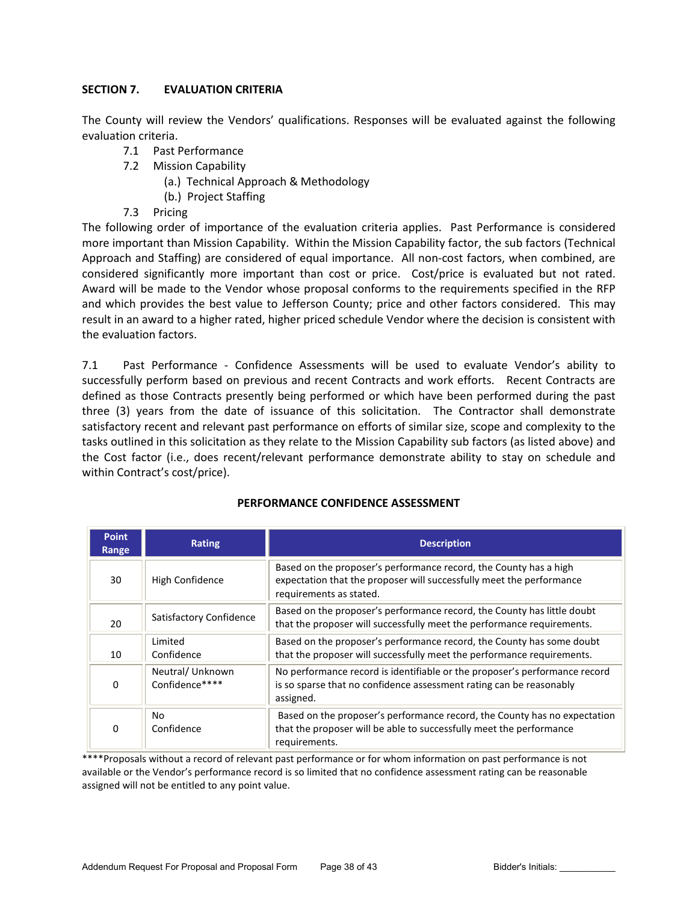## SECTION 7. EVALUATION CRITERIA

The County will review the Vendors' qualifications. Responses will be evaluated against the following evaluation criteria.

- 7.1 Past Performance
- 7.2 Mission Capability
  - (a.) Technical Approach & Methodology
  - (b.) Project Staffing
- 7.3 Pricing

The following order of importance of the evaluation criteria applies. Past Performance is considered more important than Mission Capability. Within the Mission Capability factor, the sub factors (Technical Approach and Staffing) are considered of equal importance. All non-cost factors, when combined, are considered significantly more important than cost or price. Cost/price is evaluated but not rated. Award will be made to the Vendor whose proposal conforms to the requirements specified in the RFP and which provides the best value to Jefferson County; price and other factors considered. This may result in an award to a higher rated, higher priced schedule Vendor where the decision is consistent with the evaluation factors.

7.1 Past Performance - Confidence Assessments will be used to evaluate Vendor's ability to successfully perform based on previous and recent Contracts and work efforts. Recent Contracts are defined as those Contracts presently being performed or which have been performed during the past three (3) years from the date of issuance of this solicitation. The Contractor shall demonstrate satisfactory recent and relevant past performance on efforts of similar size, scope and complexity to the tasks outlined in this solicitation as they relate to the Mission Capability sub factors (as listed above) and the Cost factor (i.e., does recent/relevant performance demonstrate ability to stay on schedule and within Contract's cost/price).

**PERFORMANCE CONFIDENCE ASSESSMENT**

| Point Range | Rating | Description |
|---|---|---|
| 30 | High Confidence | Based on the proposer's performance record, the County has a high expectation that the proposer will successfully meet the performance requirements as stated. |
| 20 | Satisfactory Confidence | Based on the proposer's performance record, the County has little doubt that the proposer will successfully meet the performance requirements. |
| 10 | Limited Confidence | Based on the proposer's performance record, the County has some doubt that the proposer will successfully meet the performance requirements. |
| 0 | Neutral/ Unknown Confidence**** | No performance record is identifiable or the proposer's performance record is so sparse that no confidence assessment rating can be reasonably assigned. |
| 0 | No Confidence | Based on the proposer's performance record, the County has no expectation that the proposer will be able to successfully meet the performance requirements. |

****Proposals without a record of relevant past performance or for whom information on past performance is not available or the Vendor's performance record is so limited that no confidence assessment rating can be reasonable assigned will not be entitled to any point value.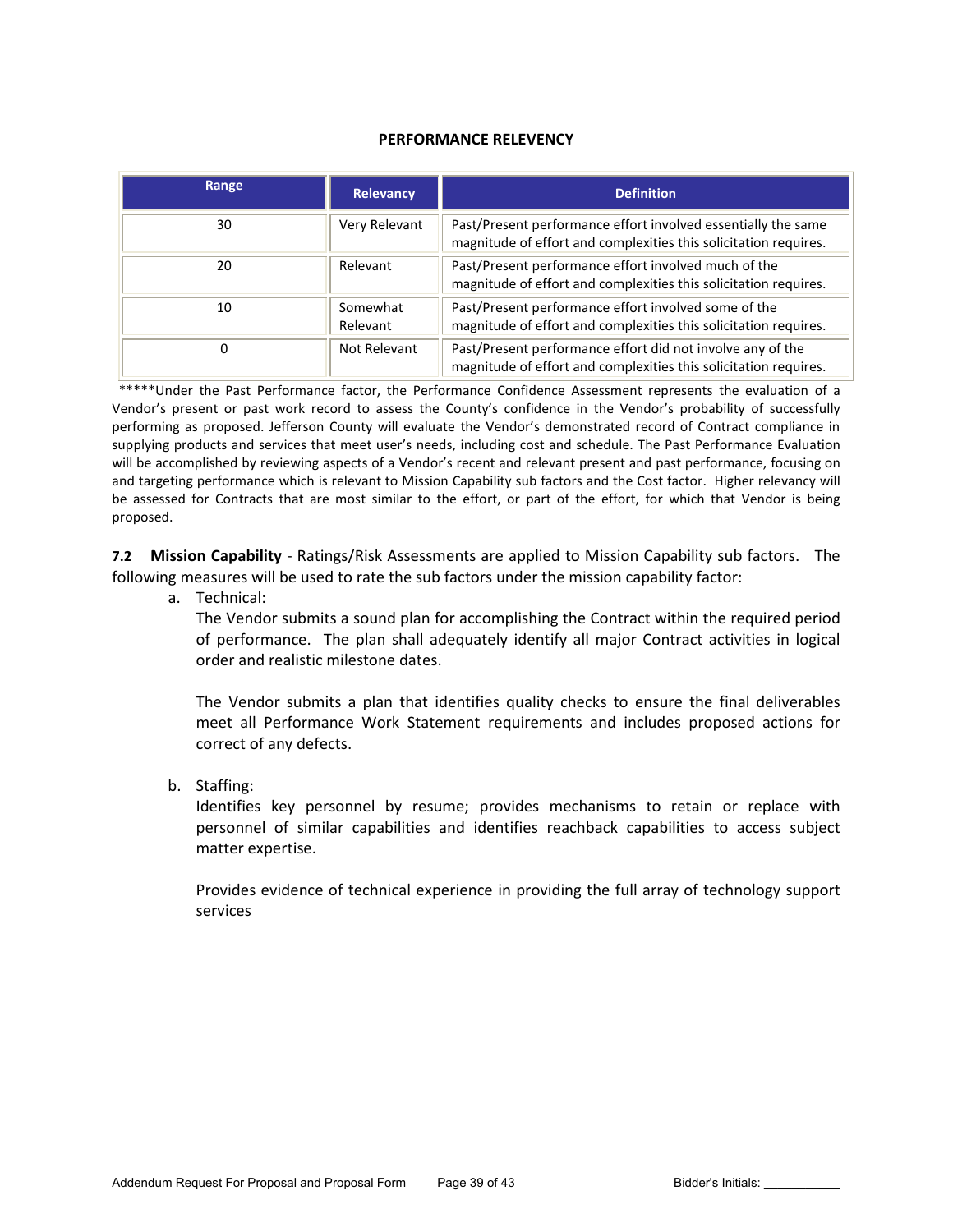**PERFORMANCE RELEVENCY**

| Range | Relevancy | Definition |
|---|---|---|
| 30 | Very Relevant | Past/Present performance effort involved essentially the same magnitude of effort and complexities this solicitation requires. |
| 20 | Relevant | Past/Present performance effort involved much of the magnitude of effort and complexities this solicitation requires. |
| 10 | Somewhat Relevant | Past/Present performance effort involved some of the magnitude of effort and complexities this solicitation requires. |
| 0 | Not Relevant | Past/Present performance effort did not involve any of the magnitude of effort and complexities this solicitation requires. |

*****Under the Past Performance factor, the Performance Confidence Assessment represents the evaluation of a Vendor's present or past work record to assess the County's confidence in the Vendor's probability of successfully performing as proposed. Jefferson County will evaluate the Vendor's demonstrated record of Contract compliance in supplying products and services that meet user's needs, including cost and schedule. The Past Performance Evaluation will be accomplished by reviewing aspects of a Vendor's recent and relevant present and past performance, focusing on and targeting performance which is relevant to Mission Capability sub factors and the Cost factor. Higher relevancy will be assessed for Contracts that are most similar to the effort, or part of the effort, for which that Vendor is being proposed.

**7.2 Mission Capability** - Ratings/Risk Assessments are applied to Mission Capability sub factors. The following measures will be used to rate the sub factors under the mission capability factor:

a. Technical:

   The Vendor submits a sound plan for accomplishing the Contract within the required period of performance. The plan shall adequately identify all major Contract activities in logical order and realistic milestone dates.

   The Vendor submits a plan that identifies quality checks to ensure the final deliverables meet all Performance Work Statement requirements and includes proposed actions for correct of any defects.

b. Staffing:

   Identifies key personnel by resume; provides mechanisms to retain or replace with personnel of similar capabilities and identifies reachback capabilities to access subject matter expertise.

   Provides evidence of technical experience in providing the full array of technology support services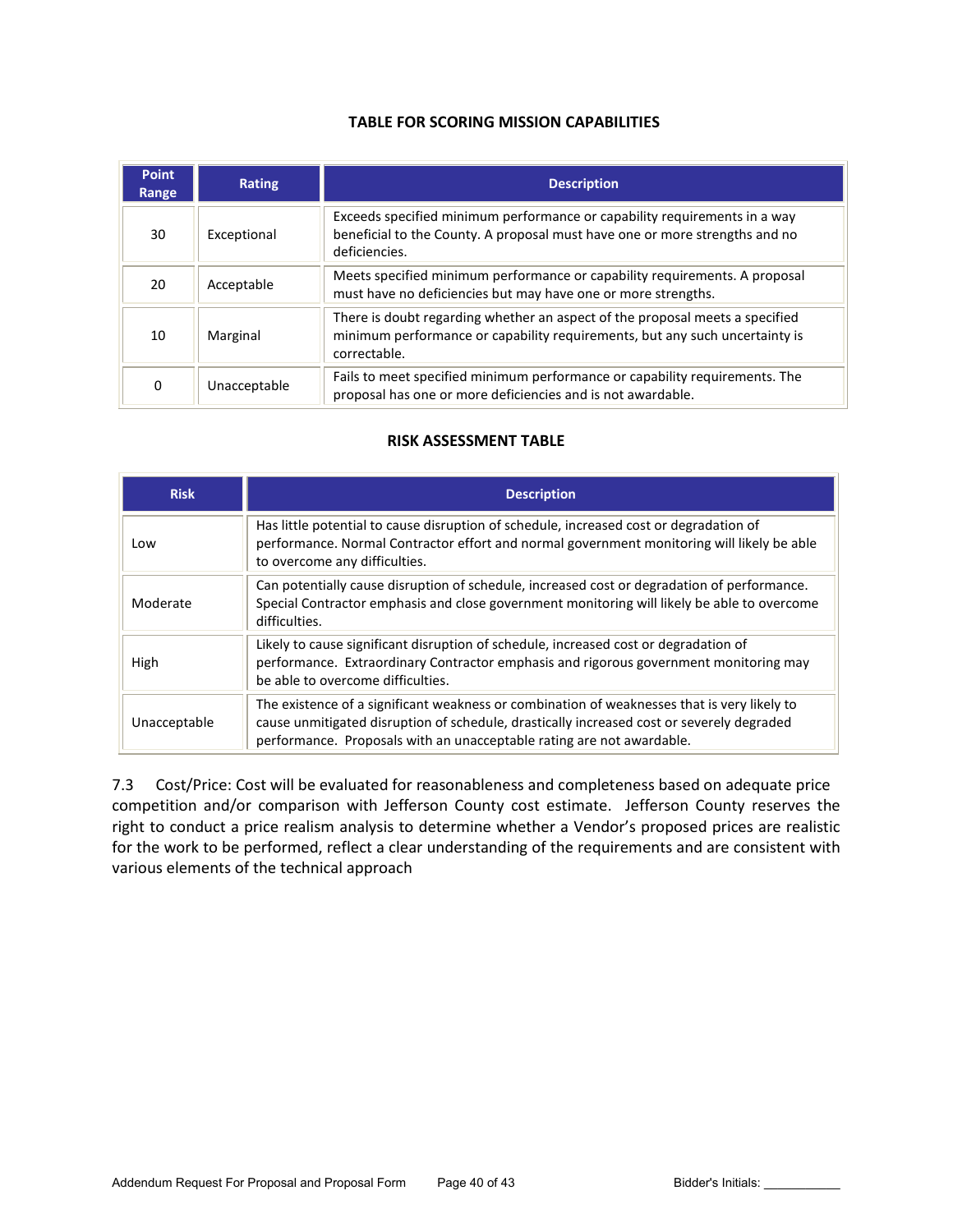**TABLE FOR SCORING MISSION CAPABILITIES**

| Point Range | Rating | Description |
|---|---|---|
| 30 | Exceptional | Exceeds specified minimum performance or capability requirements in a way beneficial to the County. A proposal must have one or more strengths and no deficiencies. |
| 20 | Acceptable | Meets specified minimum performance or capability requirements. A proposal must have no deficiencies but may have one or more strengths. |
| 10 | Marginal | There is doubt regarding whether an aspect of the proposal meets a specified minimum performance or capability requirements, but any such uncertainty is correctable. |
| 0 | Unacceptable | Fails to meet specified minimum performance or capability requirements. The proposal has one or more deficiencies and is not awardable. |

**RISK ASSESSMENT TABLE**

| Risk | Description |
|---|---|
| Low | Has little potential to cause disruption of schedule, increased cost or degradation of performance. Normal Contractor effort and normal government monitoring will likely be able to overcome any difficulties. |
| Moderate | Can potentially cause disruption of schedule, increased cost or degradation of performance. Special Contractor emphasis and close government monitoring will likely be able to overcome difficulties. |
| High | Likely to cause significant disruption of schedule, increased cost or degradation of performance. Extraordinary Contractor emphasis and rigorous government monitoring may be able to overcome difficulties. |
| Unacceptable | The existence of a significant weakness or combination of weaknesses that is very likely to cause unmitigated disruption of schedule, drastically increased cost or severely degraded performance. Proposals with an unacceptable rating are not awardable. |

7.3 Cost/Price: Cost will be evaluated for reasonableness and completeness based on adequate price competition and/or comparison with Jefferson County cost estimate. Jefferson County reserves the right to conduct a price realism analysis to determine whether a Vendor's proposed prices are realistic for the work to be performed, reflect a clear understanding of the requirements and are consistent with various elements of the technical approach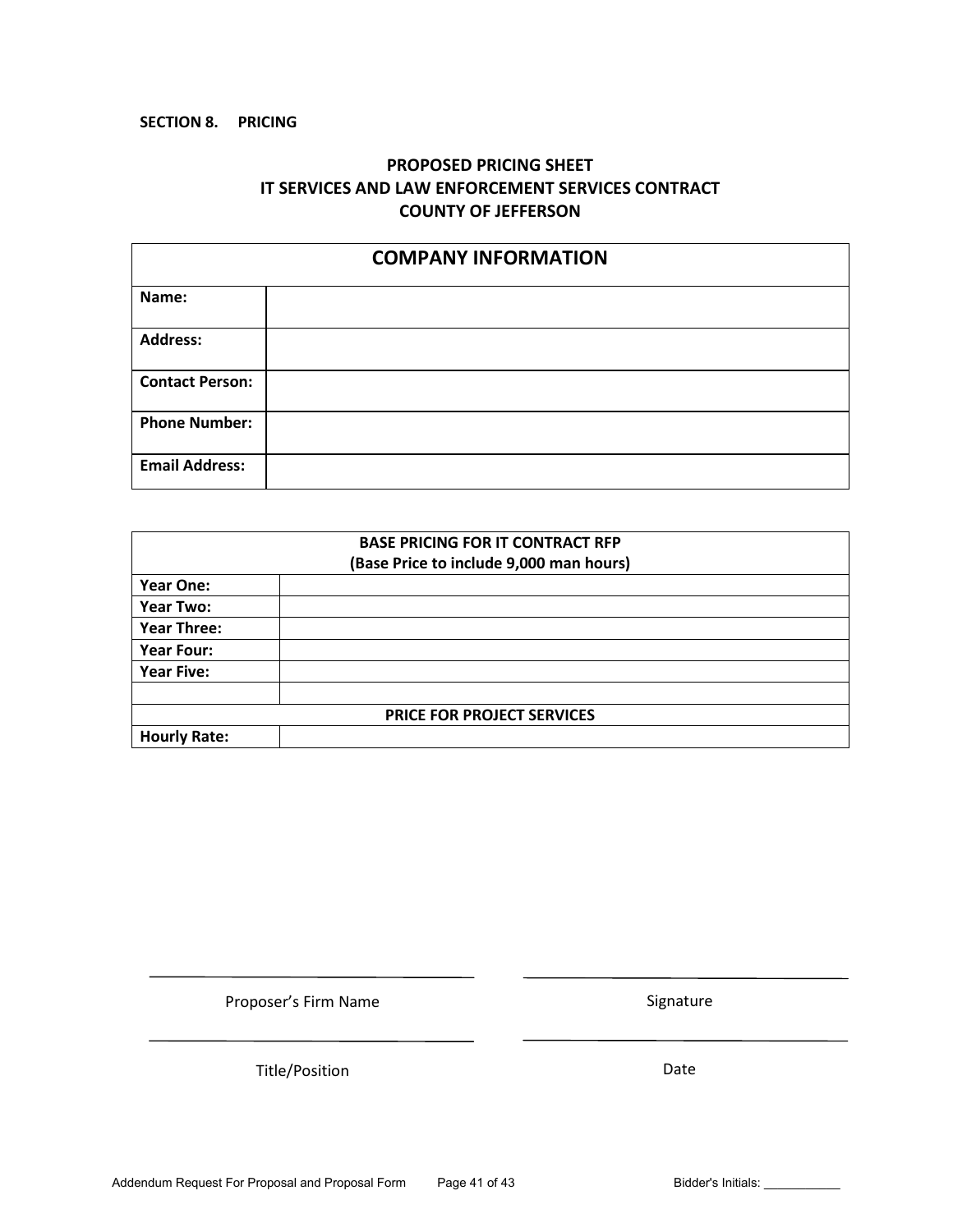**SECTION 8. PRICING**

## PROPOSED PRICING SHEET
## IT SERVICES AND LAW ENFORCEMENT SERVICES CONTRACT
## COUNTY OF JEFFERSON

| **COMPANY INFORMATION** | |
|---|---|
| **Name:** | |
| **Address:** | |
| **Contact Person:** | |
| **Phone Number:** | |
| **Email Address:** | |

| **BASE PRICING FOR IT CONTRACT RFP (Base Price to include 9,000 man hours)** | |
|---|---|
| **Year One:** | |
| **Year Two:** | |
| **Year Three:** | |
| **Year Four:** | |
| **Year Five:** | |
| | |
| **PRICE FOR PROJECT SERVICES** | |
| **Hourly Rate:** | |

______________________________
Proposer's Firm Name

______________________________
Signature

______________________________
Title/Position

______________________________
Date

Bidder's Initials: ___________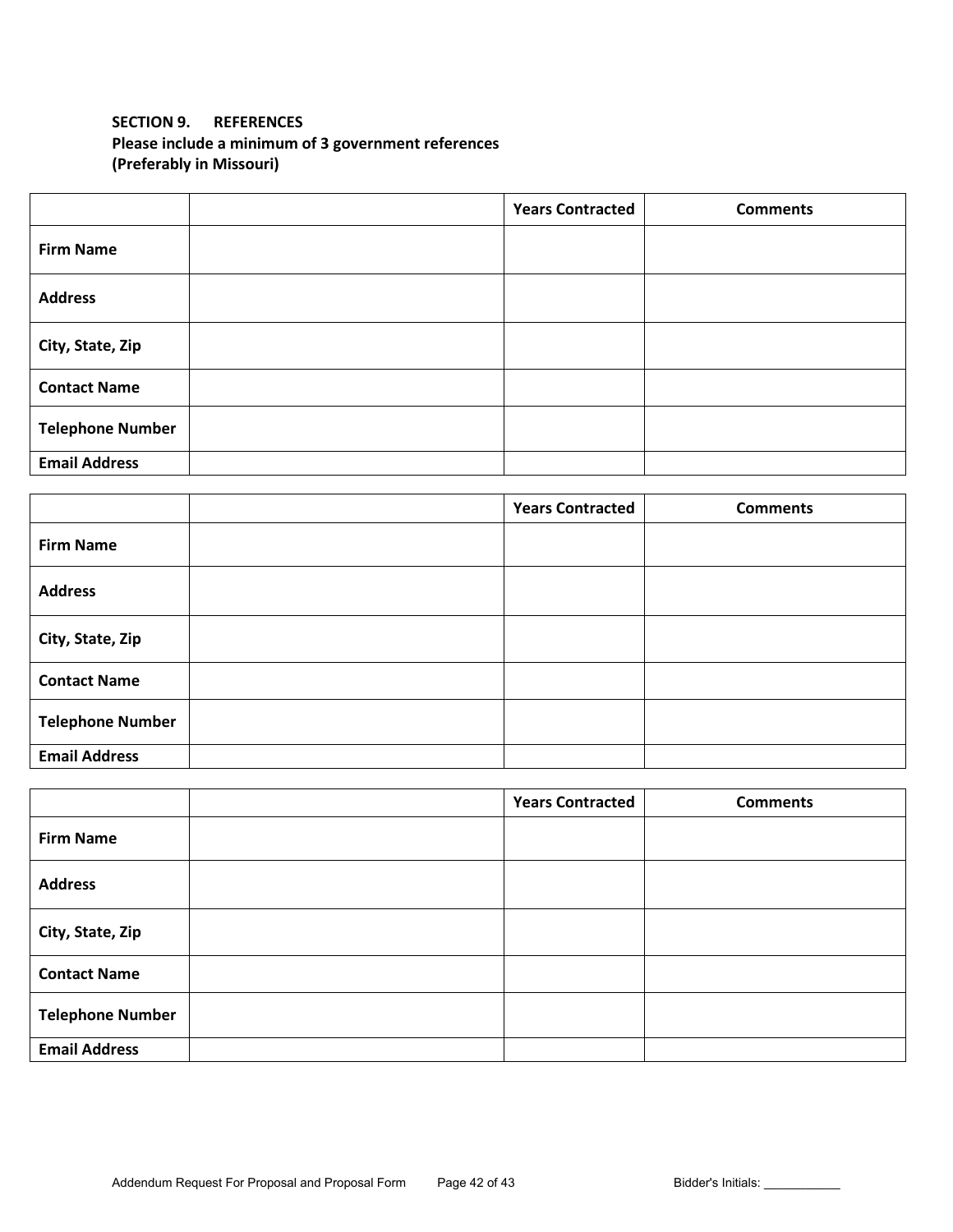**SECTION 9. REFERENCES**
**Please include a minimum of 3 government references**
**(Preferably in Missouri)**

| | | Years Contracted | Comments |
|---|---|---|---|
| **Firm Name** | | | |
| **Address** | | | |
| **City, State, Zip** | | | |
| **Contact Name** | | | |
| **Telephone Number** | | | |
| **Email Address** | | | |

| | | Years Contracted | Comments |
|---|---|---|---|
| **Firm Name** | | | |
| **Address** | | | |
| **City, State, Zip** | | | |
| **Contact Name** | | | |
| **Telephone Number** | | | |
| **Email Address** | | | |

| | | Years Contracted | Comments |
|---|---|---|---|
| **Firm Name** | | | |
| **Address** | | | |
| **City, State, Zip** | | | |
| **Contact Name** | | | |
| **Telephone Number** | | | |
| **Email Address** | | | |

Bidder's Initials: ___________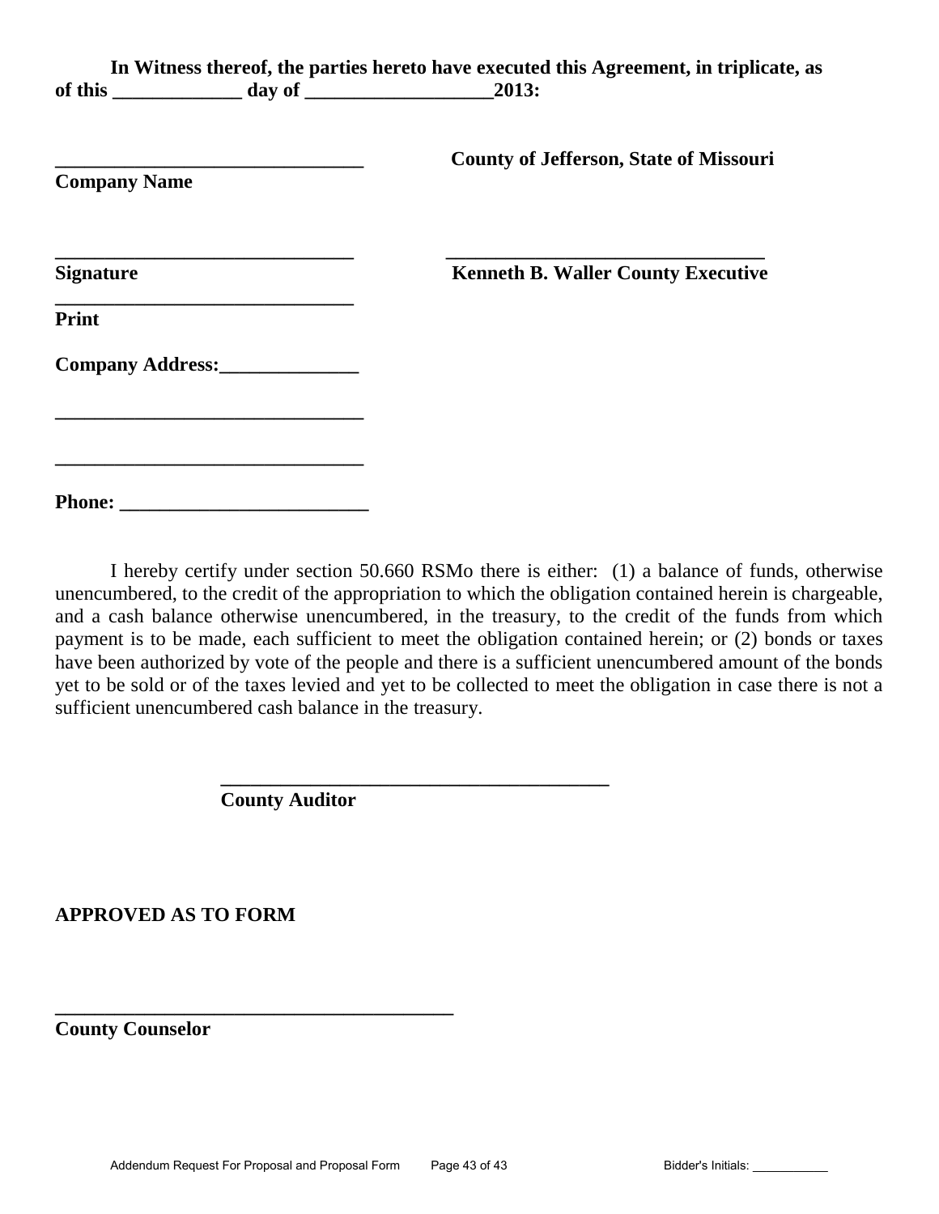**In Witness thereof, the parties hereto have executed this Agreement, in triplicate, as of this _____________ day of ___________________2013:**

| | |
|---|---|
| _______________________________ | **County of Jefferson, State of Missouri** |
| **Company Name** | |
| _______________________________ | _______________________________ |
| **Signature** | **Kenneth B. Waller County Executive** |
| _______________________________ | |
| **Print** | |

**Company Address:______________**

_______________________________

_______________________________

**Phone: _________________________**

I hereby certify under section 50.660 RSMo there is either: (1) a balance of funds, otherwise unencumbered, to the credit of the appropriation to which the obligation contained herein is chargeable, and a cash balance otherwise unencumbered, in the treasury, to the credit of the funds from which payment is to be made, each sufficient to meet the obligation contained herein; or (2) bonds or taxes have been authorized by vote of the people and there is a sufficient unencumbered amount of the bonds yet to be sold or of the taxes levied and yet to be collected to meet the obligation in case there is not a sufficient unencumbered cash balance in the treasury.

_______________________________________

**County Auditor**

**APPROVED AS TO FORM**

_________________________________________

**County Counselor**

Addendum Request For Proposal and Proposal Form Bidder's Initials: ___________